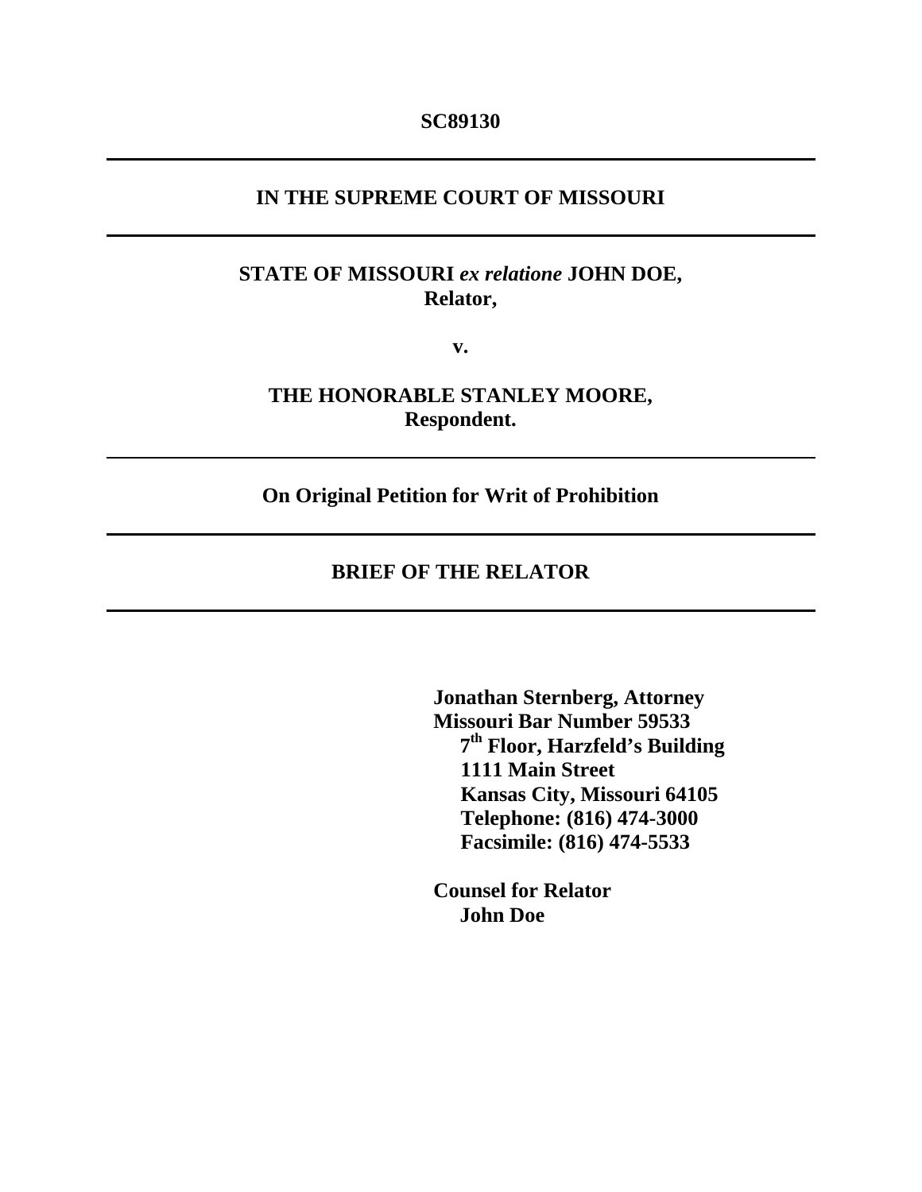**SC89130**

---

**IN THE SUPREME COURT OF MISSOURI**

---

**STATE OF MISSOURI *ex relatione* JOHN DOE,**
**Relator,**

**v.**

**THE HONORABLE STANLEY MOORE,**
**Respondent.**

---

**On Original Petition for Writ of Prohibition**

---

**BRIEF OF THE RELATOR**

---

**Jonathan Sternberg, Attorney**
**Missouri Bar Number 59533**
**7th Floor, Harzfeld's Building**
**1111 Main Street**
**Kansas City, Missouri 64105**
**Telephone: (816) 474-3000**
**Facsimile: (816) 474-5533**

**Counsel for Relator**
**John Doe**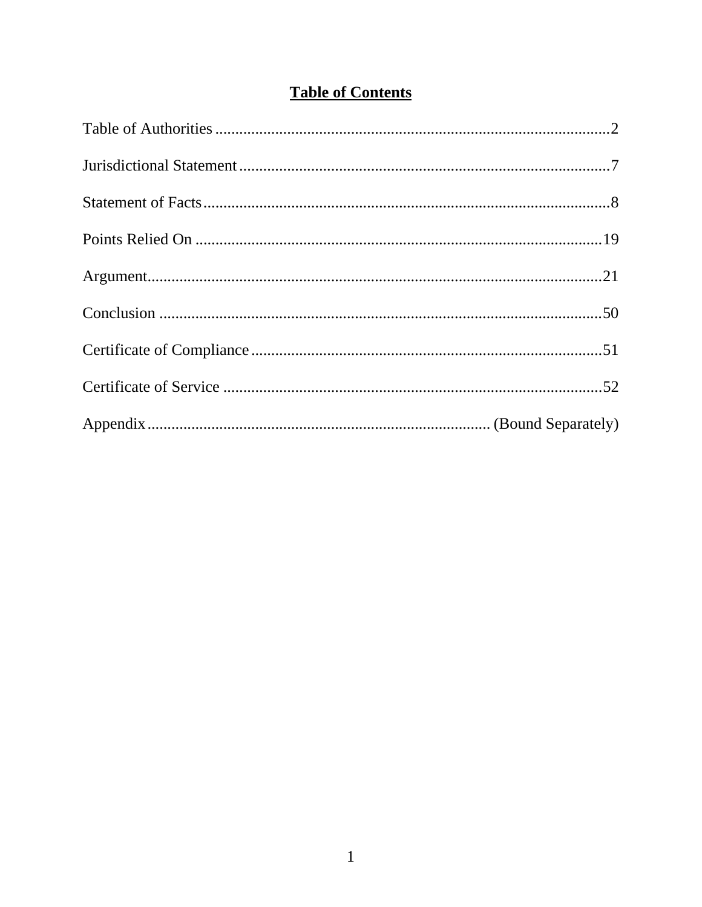# Table of Contents

| | |
|---|---|
| Table of Authorities | 2 |
| Jurisdictional Statement | 7 |
| Statement of Facts | 8 |
| Points Relied On | 19 |
| Argument | 21 |
| Conclusion | 50 |
| Certificate of Compliance | 51 |
| Certificate of Service | 52 |
| Appendix | (Bound Separately) |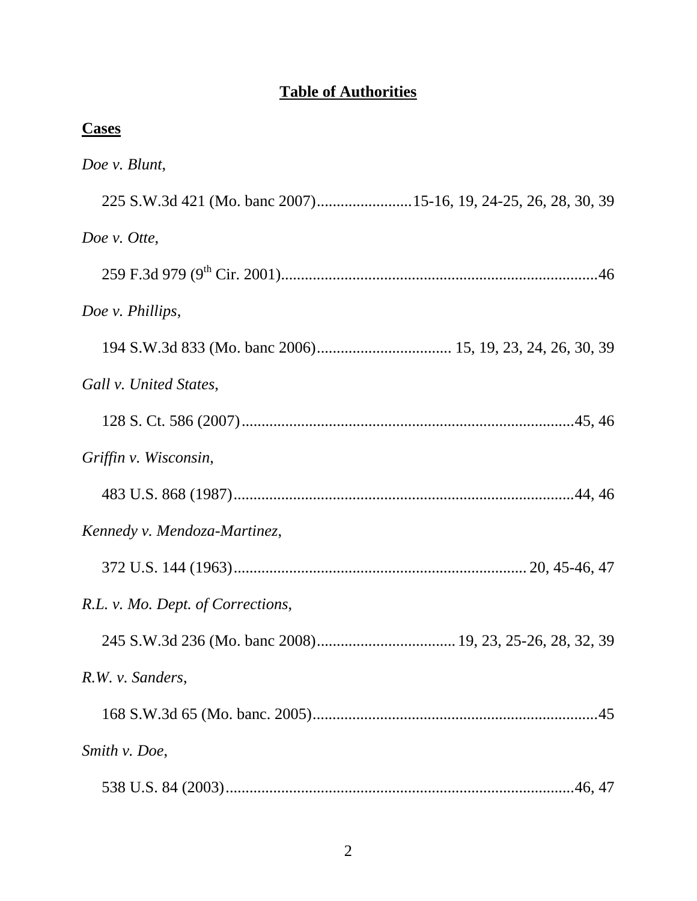# Table of Authorities

## Cases

*Doe v. Blunt*,

225 S.W.3d 421 (Mo. banc 2007)........................15-16, 19, 24-25, 26, 28, 30, 39

*Doe v. Otte*,

259 F.3d 979 (9th Cir. 2001)................................................................................46

*Doe v. Phillips*,

194 S.W.3d 833 (Mo. banc 2006).................................. 15, 19, 23, 24, 26, 30, 39

*Gall v. United States*,

128 S. Ct. 586 (2007)....................................................................................45, 46

*Griffin v. Wisconsin*,

483 U.S. 868 (1987)......................................................................................44, 46

*Kennedy v. Mendoza-Martinez*,

372 U.S. 144 (1963)......................................................................... 20, 45-46, 47

*R.L. v. Mo. Dept. of Corrections*,

245 S.W.3d 236 (Mo. banc 2008)................................... 19, 23, 25-26, 28, 32, 39

*R.W. v. Sanders*,

168 S.W.3d 65 (Mo. banc. 2005)........................................................................45

*Smith v. Doe*,

538 U.S. 84 (2003)........................................................................................46, 47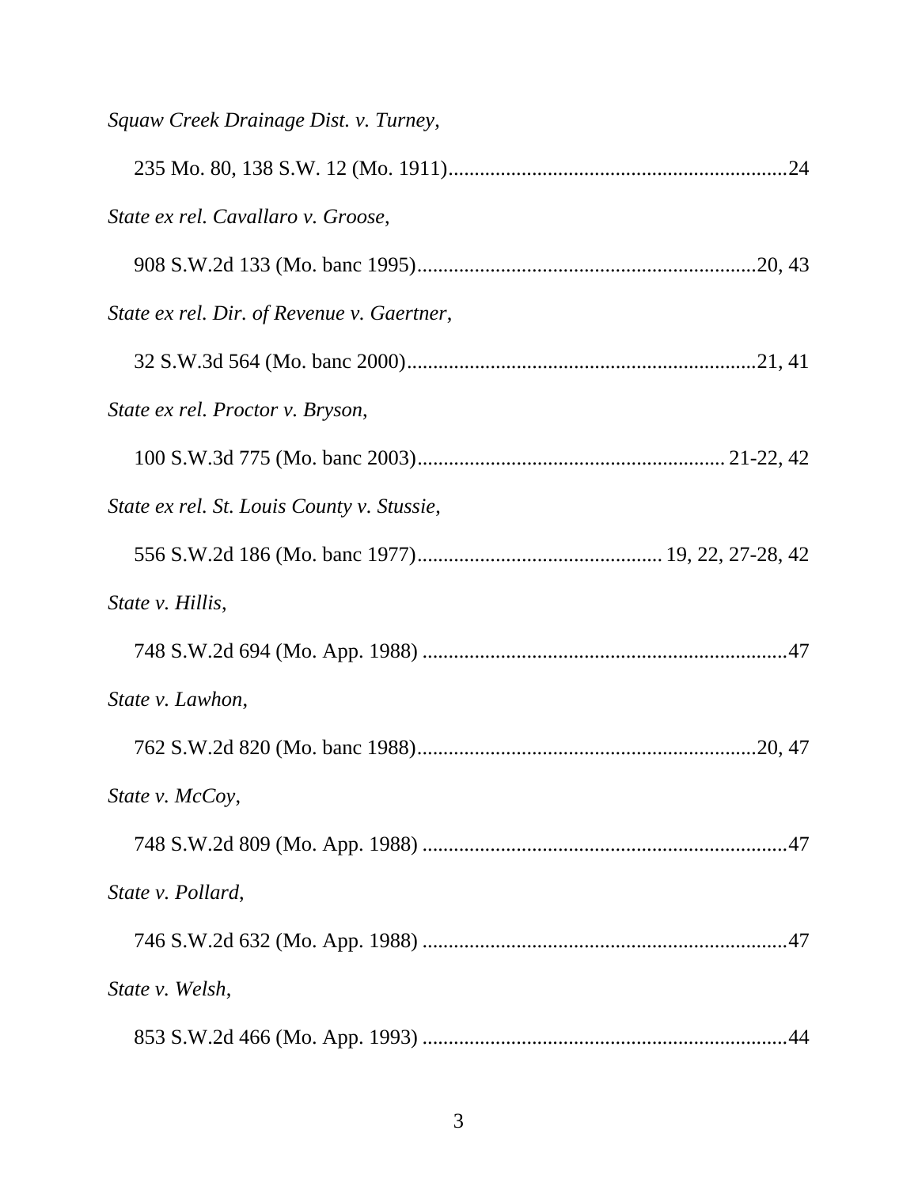*Squaw Creek Drainage Dist. v. Turney*,

235 Mo. 80, 138 S.W. 12 (Mo. 1911)................................................................24

*State ex rel. Cavallaro v. Groose*,

908 S.W.2d 133 (Mo. banc 1995)................................................................20, 43

*State ex rel. Dir. of Revenue v. Gaertner*,

32 S.W.3d 564 (Mo. banc 2000)..................................................................21, 41

*State ex rel. Proctor v. Bryson*,

100 S.W.3d 775 (Mo. banc 2003).......................................................... 21-22, 42

*State ex rel. St. Louis County v. Stussie*,

556 S.W.2d 186 (Mo. banc 1977).............................................. 19, 22, 27-28, 42

*State v. Hillis*,

748 S.W.2d 694 (Mo. App. 1988) .....................................................................47

*State v. Lawhon*,

762 S.W.2d 820 (Mo. banc 1988)................................................................20, 47

*State v. McCoy*,

748 S.W.2d 809 (Mo. App. 1988) .....................................................................47

*State v. Pollard*,

746 S.W.2d 632 (Mo. App. 1988) .....................................................................47

*State v. Welsh*,

853 S.W.2d 466 (Mo. App. 1993) .....................................................................44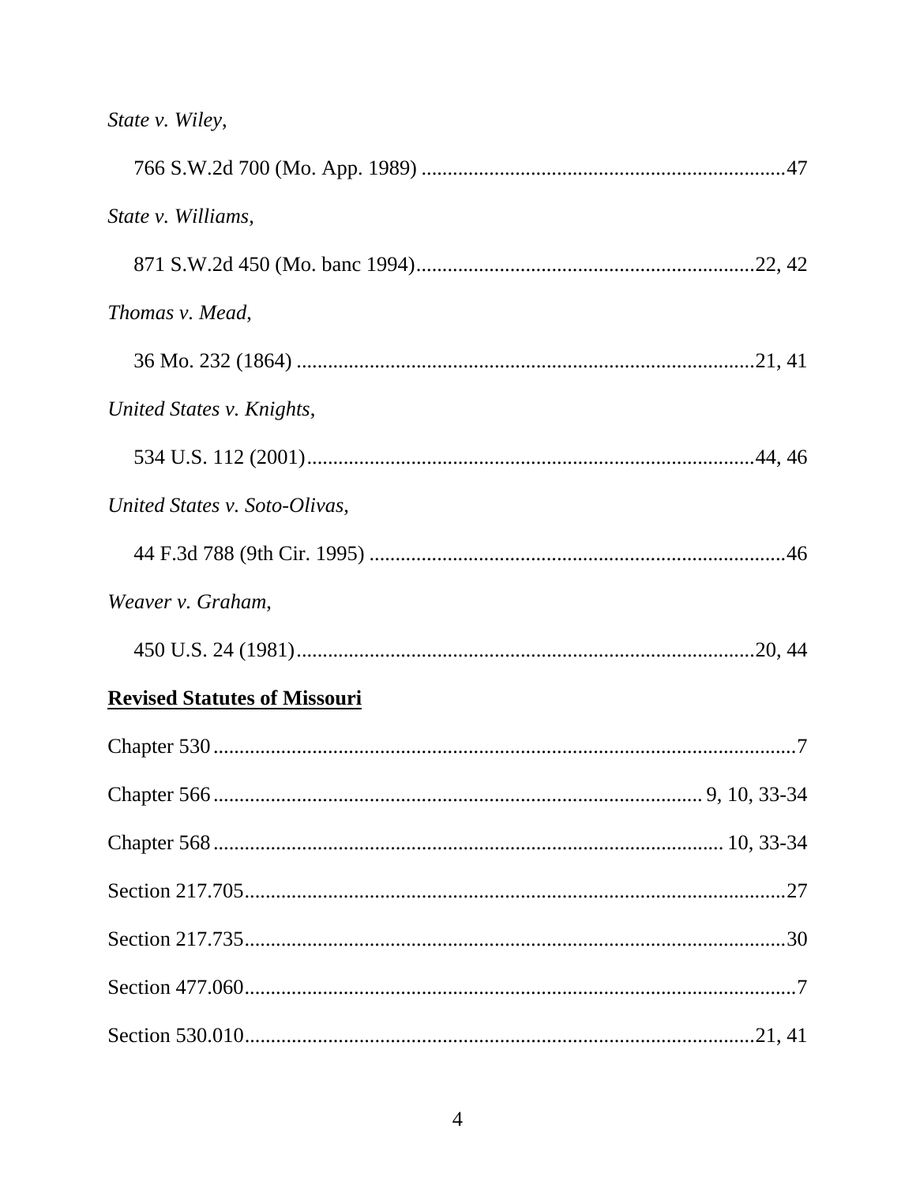*State v. Wiley*,

766 S.W.2d 700 (Mo. App. 1989) ....................................................................47

*State v. Williams*,

871 S.W.2d 450 (Mo. banc 1994)................................................................22, 42

*Thomas v. Mead*,

36 Mo. 232 (1864) .......................................................................................21, 41

*United States v. Knights*,

534 U.S. 112 (2001)......................................................................................44, 46

*United States v. Soto-Olivas*,

44 F.3d 788 (9th Cir. 1995) ..............................................................................46

*Weaver v. Graham*,

450 U.S. 24 (1981).......................................................................................20, 44

**Revised Statutes of Missouri**

Chapter 530.................................................................................................................7

Chapter 566.............................................................................................. 9, 10, 33-34

Chapter 568................................................................................................ 10, 33-34

Section 217.705........................................................................................................27

Section 217.735........................................................................................................30

Section 477.060..........................................................................................................7

Section 530.010...................................................................................................21, 41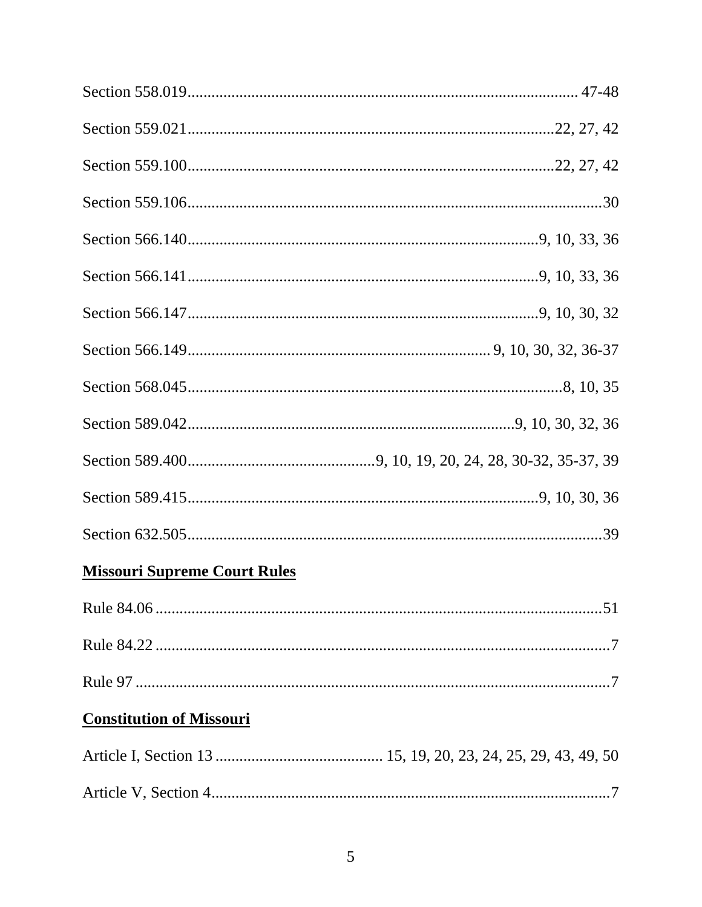Section 558.019 ................................................................................................ 47-48

Section 559.021 ..........................................................................................22, 27, 42

Section 559.100 ..........................................................................................22, 27, 42

Section 559.106 ............................................................................................................30

Section 566.140 .......................................................................................9, 10, 33, 36

Section 566.141 .......................................................................................9, 10, 33, 36

Section 566.147 .......................................................................................9, 10, 30, 32

Section 566.149 ........................................................................... 9, 10, 30, 32, 36-37

Section 568.045 ..............................................................................................8, 10, 35

Section 589.042 ...............................................................................9, 10, 30, 32, 36

Section 589.400 ..............................................9, 10, 19, 20, 24, 28, 30-32, 35-37, 39

Section 589.415 .......................................................................................9, 10, 30, 36

Section 632.505 ............................................................................................................39

**Missouri Supreme Court Rules**

Rule 84.06 ....................................................................................................................51

Rule 84.22 ......................................................................................................................7

Rule 97 ..........................................................................................................................7

**Constitution of Missouri**

Article I, Section 13 ......................................... 15, 19, 20, 23, 24, 25, 29, 43, 49, 50

Article V, Section 4 ........................................................................................................7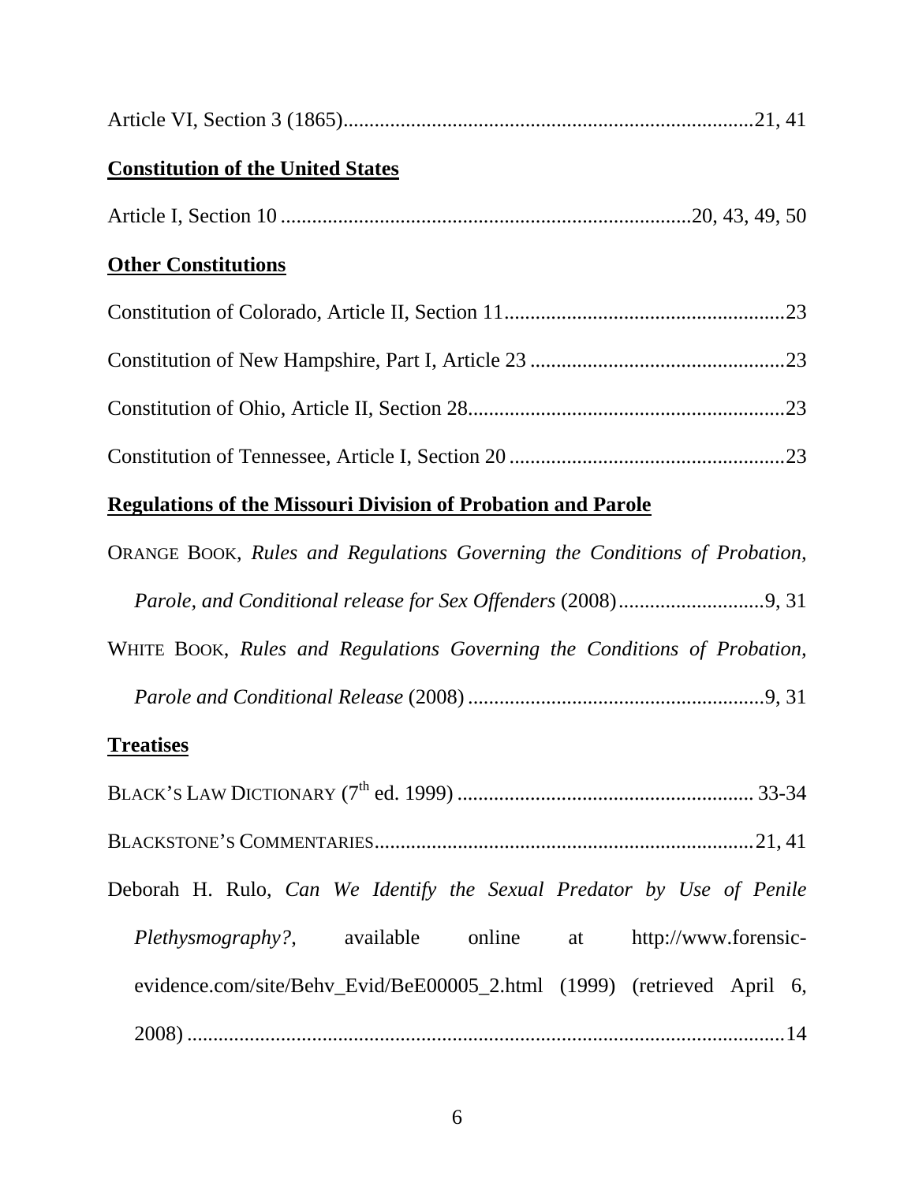Article VI, Section 3 (1865)..............................................................................21, 41

**Constitution of the United States**

Article I, Section 10 ..............................................................................20, 43, 49, 50

**Other Constitutions**

Constitution of Colorado, Article II, Section 11.....................................................23

Constitution of New Hampshire, Part I, Article 23 ................................................23

Constitution of Ohio, Article II, Section 28............................................................23

Constitution of Tennessee, Article I, Section 20 ....................................................23

**Regulations of the Missouri Division of Probation and Parole**

ORANGE BOOK, *Rules and Regulations Governing the Conditions of Probation, Parole, and Conditional release for Sex Offenders* (2008)............................9, 31

WHITE BOOK, *Rules and Regulations Governing the Conditions of Probation, Parole and Conditional Release* (2008) .........................................................9, 31

**Treatises**

BLACK'S LAW DICTIONARY (7th ed. 1999) ......................................................... 33-34

BLACKSTONE'S COMMENTARIES.........................................................................21, 41

Deborah H. Rulo, *Can We Identify the Sexual Predator by Use of Penile Plethysmography?*, available online at http://www.forensic-evidence.com/site/Behv_Evid/BeE00005_2.html (1999) (retrieved April 6, 2008) ...................................................................................................14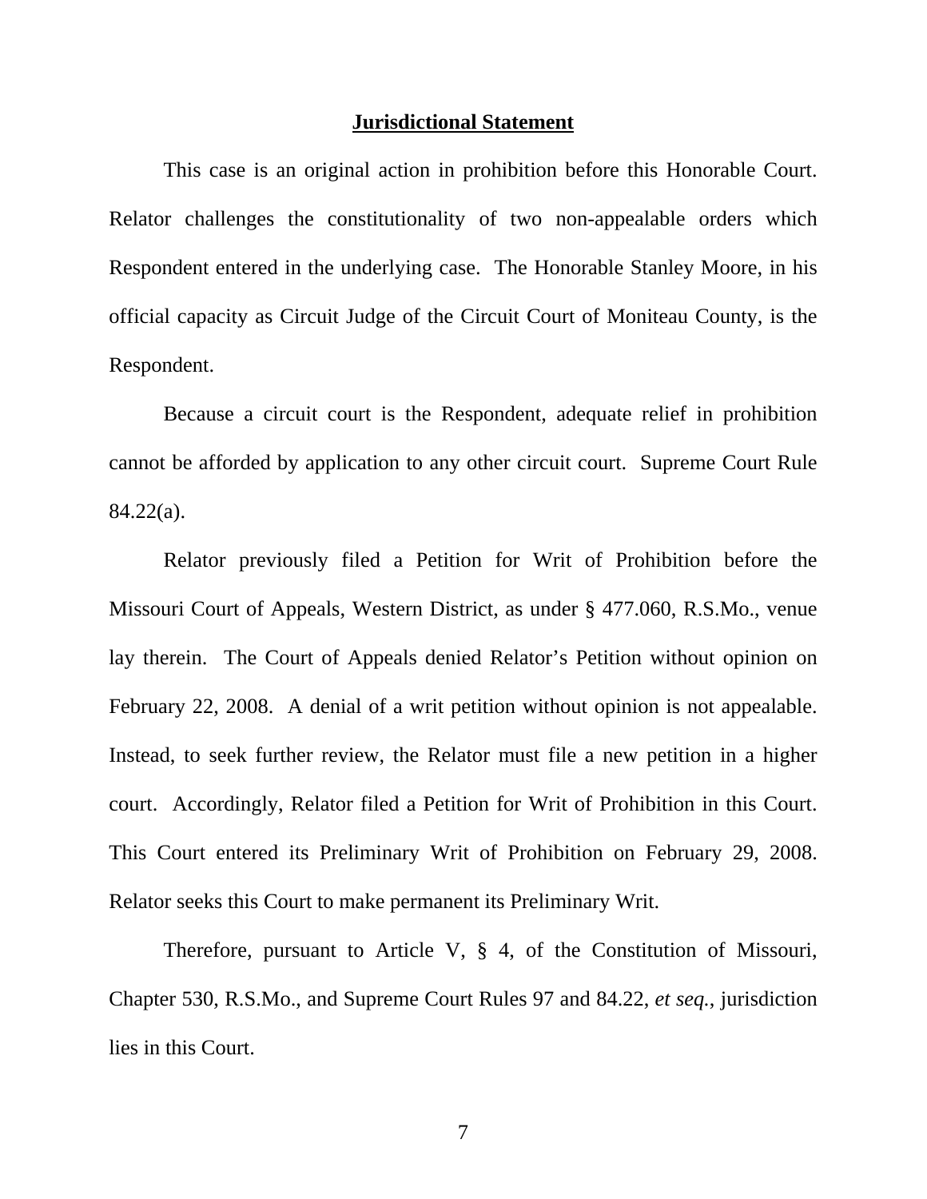## **Jurisdictional Statement**

This case is an original action in prohibition before this Honorable Court. Relator challenges the constitutionality of two non-appealable orders which Respondent entered in the underlying case. The Honorable Stanley Moore, in his official capacity as Circuit Judge of the Circuit Court of Moniteau County, is the Respondent.

Because a circuit court is the Respondent, adequate relief in prohibition cannot be afforded by application to any other circuit court. Supreme Court Rule 84.22(a).

Relator previously filed a Petition for Writ of Prohibition before the Missouri Court of Appeals, Western District, as under § 477.060, R.S.Mo., venue lay therein. The Court of Appeals denied Relator's Petition without opinion on February 22, 2008. A denial of a writ petition without opinion is not appealable. Instead, to seek further review, the Relator must file a new petition in a higher court. Accordingly, Relator filed a Petition for Writ of Prohibition in this Court. This Court entered its Preliminary Writ of Prohibition on February 29, 2008. Relator seeks this Court to make permanent its Preliminary Writ.

Therefore, pursuant to Article V, § 4, of the Constitution of Missouri, Chapter 530, R.S.Mo., and Supreme Court Rules 97 and 84.22, *et seq.*, jurisdiction lies in this Court.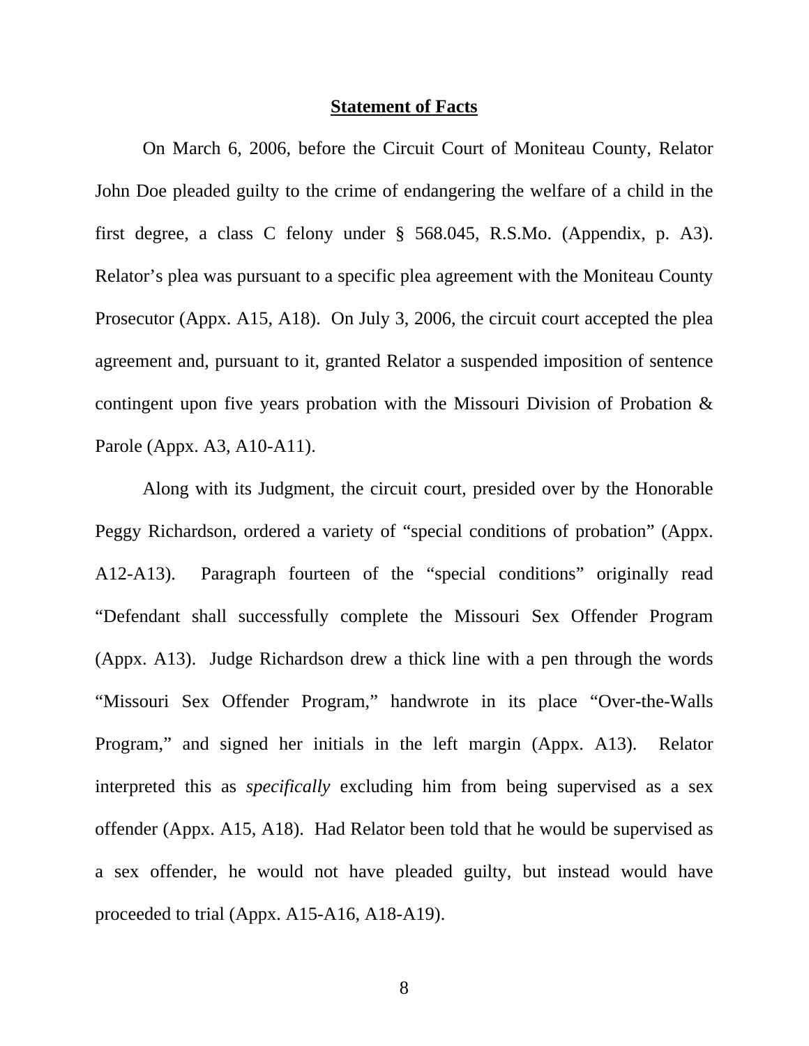## Statement of Facts

On March 6, 2006, before the Circuit Court of Moniteau County, Relator John Doe pleaded guilty to the crime of endangering the welfare of a child in the first degree, a class C felony under § 568.045, R.S.Mo. (Appendix, p. A3). Relator's plea was pursuant to a specific plea agreement with the Moniteau County Prosecutor (Appx. A15, A18). On July 3, 2006, the circuit court accepted the plea agreement and, pursuant to it, granted Relator a suspended imposition of sentence contingent upon five years probation with the Missouri Division of Probation & Parole (Appx. A3, A10-A11).

Along with its Judgment, the circuit court, presided over by the Honorable Peggy Richardson, ordered a variety of "special conditions of probation" (Appx. A12-A13). Paragraph fourteen of the "special conditions" originally read "Defendant shall successfully complete the Missouri Sex Offender Program (Appx. A13). Judge Richardson drew a thick line with a pen through the words "Missouri Sex Offender Program," handwrote in its place "Over-the-Walls Program," and signed her initials in the left margin (Appx. A13). Relator interpreted this as *specifically* excluding him from being supervised as a sex offender (Appx. A15, A18). Had Relator been told that he would be supervised as a sex offender, he would not have pleaded guilty, but instead would have proceeded to trial (Appx. A15-A16, A18-A19).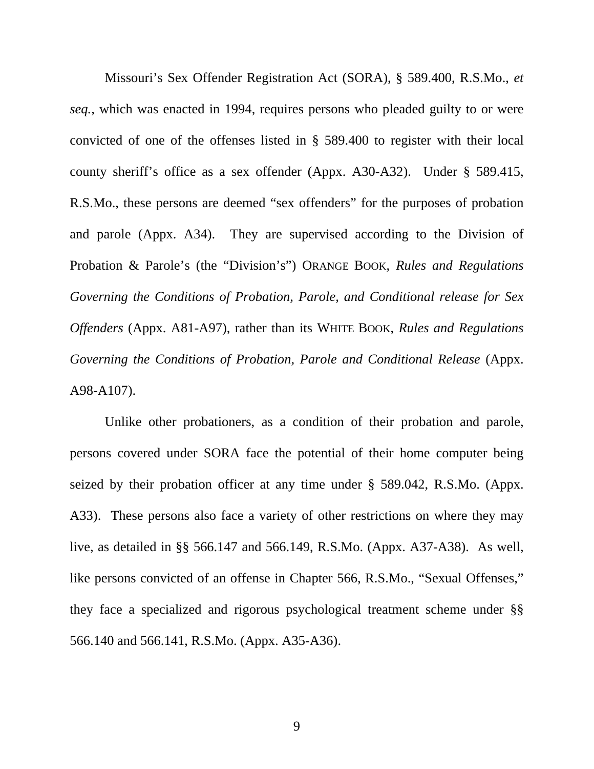Missouri's Sex Offender Registration Act (SORA), § 589.400, R.S.Mo., *et seq.*, which was enacted in 1994, requires persons who pleaded guilty to or were convicted of one of the offenses listed in § 589.400 to register with their local county sheriff's office as a sex offender (Appx. A30-A32). Under § 589.415, R.S.Mo., these persons are deemed "sex offenders" for the purposes of probation and parole (Appx. A34). They are supervised according to the Division of Probation & Parole's (the "Division's") ORANGE BOOK, *Rules and Regulations Governing the Conditions of Probation, Parole, and Conditional release for Sex Offenders* (Appx. A81-A97), rather than its WHITE BOOK, *Rules and Regulations Governing the Conditions of Probation, Parole and Conditional Release* (Appx. A98-A107).

Unlike other probationers, as a condition of their probation and parole, persons covered under SORA face the potential of their home computer being seized by their probation officer at any time under § 589.042, R.S.Mo. (Appx. A33). These persons also face a variety of other restrictions on where they may live, as detailed in §§ 566.147 and 566.149, R.S.Mo. (Appx. A37-A38). As well, like persons convicted of an offense in Chapter 566, R.S.Mo., "Sexual Offenses," they face a specialized and rigorous psychological treatment scheme under §§ 566.140 and 566.141, R.S.Mo. (Appx. A35-A36).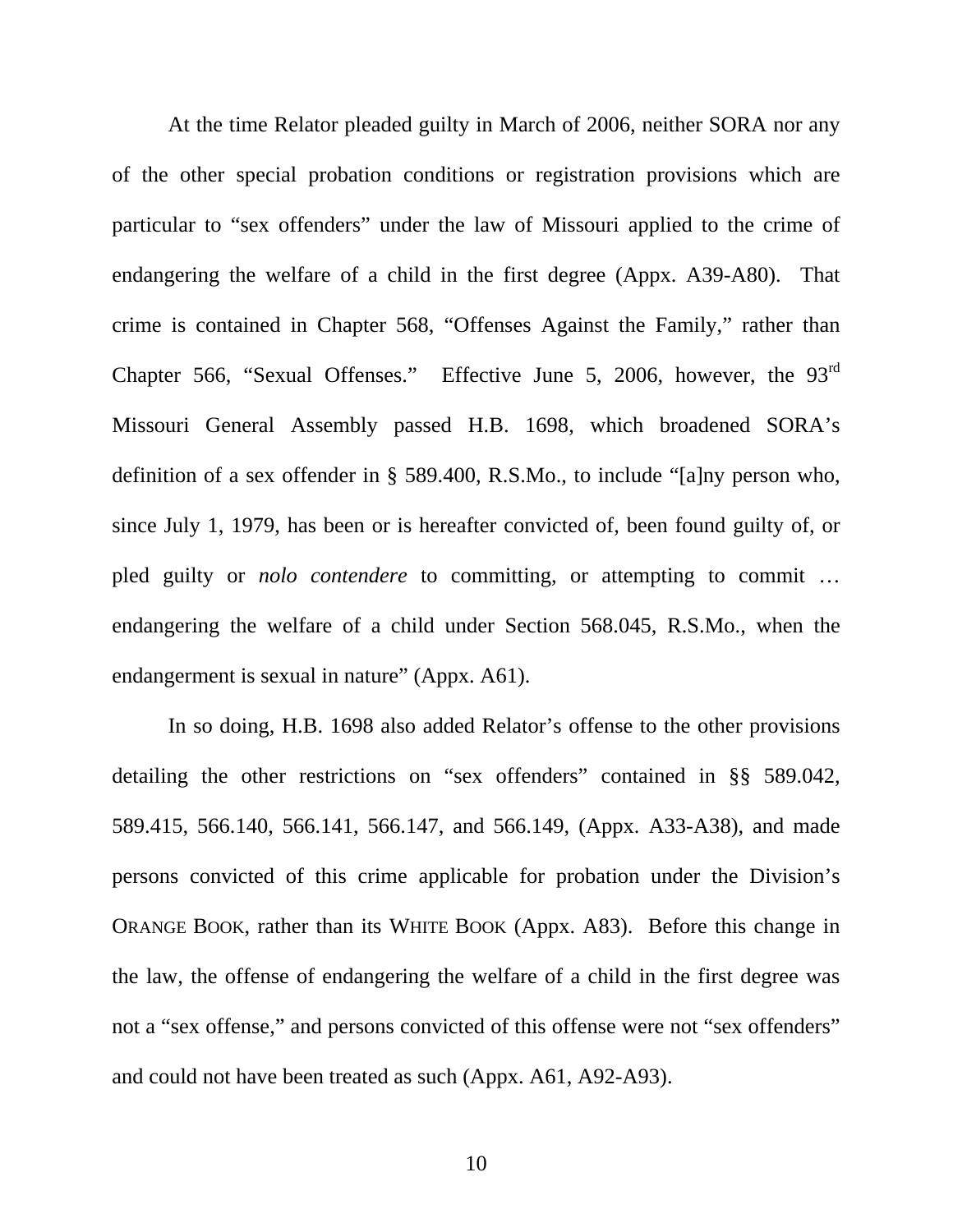At the time Relator pleaded guilty in March of 2006, neither SORA nor any of the other special probation conditions or registration provisions which are particular to "sex offenders" under the law of Missouri applied to the crime of endangering the welfare of a child in the first degree (Appx. A39-A80). That crime is contained in Chapter 568, "Offenses Against the Family," rather than Chapter 566, "Sexual Offenses." Effective June 5, 2006, however, the 93rd Missouri General Assembly passed H.B. 1698, which broadened SORA's definition of a sex offender in § 589.400, R.S.Mo., to include "[a]ny person who, since July 1, 1979, has been or is hereafter convicted of, been found guilty of, or pled guilty or *nolo contendere* to committing, or attempting to commit … endangering the welfare of a child under Section 568.045, R.S.Mo., when the endangerment is sexual in nature" (Appx. A61).

In so doing, H.B. 1698 also added Relator's offense to the other provisions detailing the other restrictions on "sex offenders" contained in §§ 589.042, 589.415, 566.140, 566.141, 566.147, and 566.149, (Appx. A33-A38), and made persons convicted of this crime applicable for probation under the Division's ORANGE BOOK, rather than its WHITE BOOK (Appx. A83). Before this change in the law, the offense of endangering the welfare of a child in the first degree was not a "sex offense," and persons convicted of this offense were not "sex offenders" and could not have been treated as such (Appx. A61, A92-A93).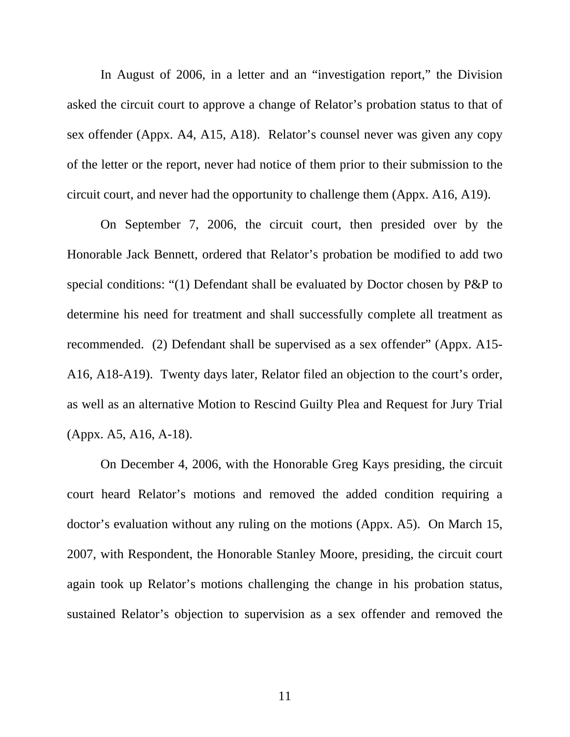In August of 2006, in a letter and an “investigation report,” the Division asked the circuit court to approve a change of Relator’s probation status to that of sex offender (Appx. A4, A15, A18). Relator’s counsel never was given any copy of the letter or the report, never had notice of them prior to their submission to the circuit court, and never had the opportunity to challenge them (Appx. A16, A19).

On September 7, 2006, the circuit court, then presided over by the Honorable Jack Bennett, ordered that Relator’s probation be modified to add two special conditions: “(1) Defendant shall be evaluated by Doctor chosen by P&P to determine his need for treatment and shall successfully complete all treatment as recommended. (2) Defendant shall be supervised as a sex offender” (Appx. A15-A16, A18-A19). Twenty days later, Relator filed an objection to the court’s order, as well as an alternative Motion to Rescind Guilty Plea and Request for Jury Trial (Appx. A5, A16, A-18).

On December 4, 2006, with the Honorable Greg Kays presiding, the circuit court heard Relator’s motions and removed the added condition requiring a doctor’s evaluation without any ruling on the motions (Appx. A5). On March 15, 2007, with Respondent, the Honorable Stanley Moore, presiding, the circuit court again took up Relator’s motions challenging the change in his probation status, sustained Relator’s objection to supervision as a sex offender and removed the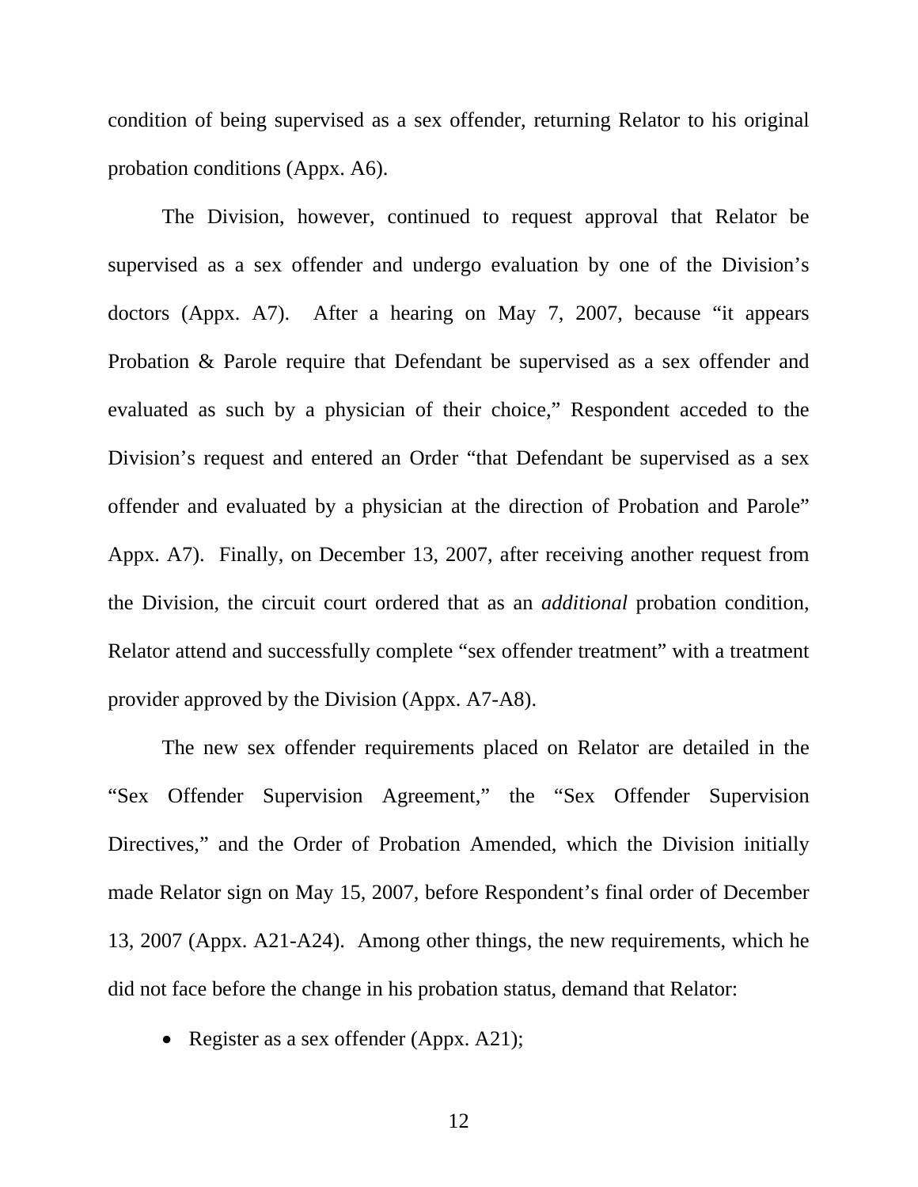condition of being supervised as a sex offender, returning Relator to his original probation conditions (Appx. A6).

The Division, however, continued to request approval that Relator be supervised as a sex offender and undergo evaluation by one of the Division's doctors (Appx. A7). After a hearing on May 7, 2007, because "it appears Probation & Parole require that Defendant be supervised as a sex offender and evaluated as such by a physician of their choice," Respondent acceded to the Division's request and entered an Order "that Defendant be supervised as a sex offender and evaluated by a physician at the direction of Probation and Parole" Appx. A7). Finally, on December 13, 2007, after receiving another request from the Division, the circuit court ordered that as an *additional* probation condition, Relator attend and successfully complete "sex offender treatment" with a treatment provider approved by the Division (Appx. A7-A8).

The new sex offender requirements placed on Relator are detailed in the "Sex Offender Supervision Agreement," the "Sex Offender Supervision Directives," and the Order of Probation Amended, which the Division initially made Relator sign on May 15, 2007, before Respondent's final order of December 13, 2007 (Appx. A21-A24). Among other things, the new requirements, which he did not face before the change in his probation status, demand that Relator:

- Register as a sex offender (Appx. A21);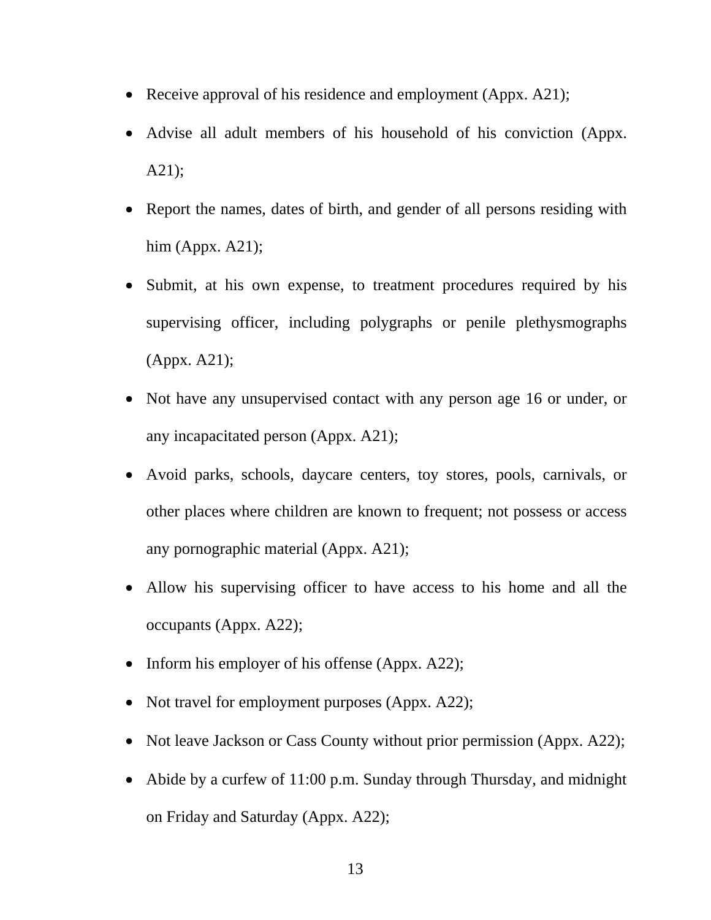- Receive approval of his residence and employment (Appx. A21);
- Advise all adult members of his household of his conviction (Appx. A21);
- Report the names, dates of birth, and gender of all persons residing with him (Appx. A21);
- Submit, at his own expense, to treatment procedures required by his supervising officer, including polygraphs or penile plethysmographs (Appx. A21);
- Not have any unsupervised contact with any person age 16 or under, or any incapacitated person (Appx. A21);
- Avoid parks, schools, daycare centers, toy stores, pools, carnivals, or other places where children are known to frequent; not possess or access any pornographic material (Appx. A21);
- Allow his supervising officer to have access to his home and all the occupants (Appx. A22);
- Inform his employer of his offense (Appx. A22);
- Not travel for employment purposes (Appx. A22);
- Not leave Jackson or Cass County without prior permission (Appx. A22);
- Abide by a curfew of 11:00 p.m. Sunday through Thursday, and midnight on Friday and Saturday (Appx. A22);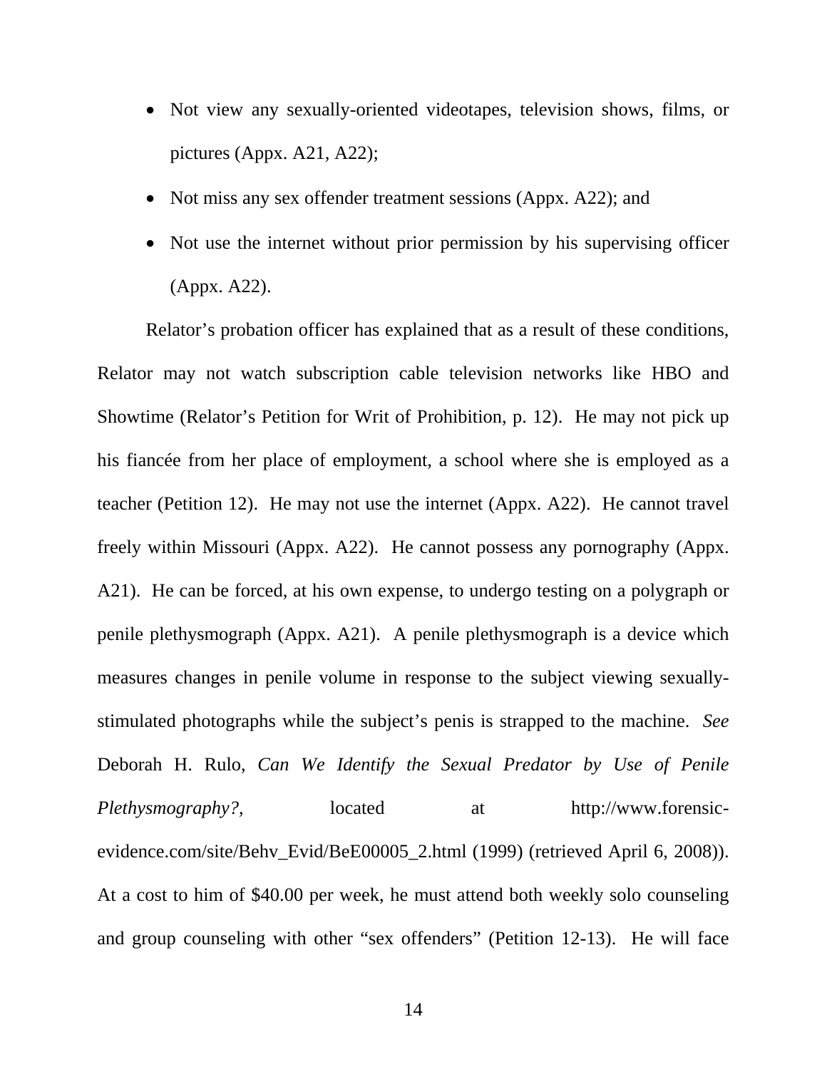- Not view any sexually-oriented videotapes, television shows, films, or pictures (Appx. A21, A22);
- Not miss any sex offender treatment sessions (Appx. A22); and
- Not use the internet without prior permission by his supervising officer (Appx. A22).

Relator's probation officer has explained that as a result of these conditions, Relator may not watch subscription cable television networks like HBO and Showtime (Relator's Petition for Writ of Prohibition, p. 12). He may not pick up his fiancée from her place of employment, a school where she is employed as a teacher (Petition 12). He may not use the internet (Appx. A22). He cannot travel freely within Missouri (Appx. A22). He cannot possess any pornography (Appx. A21). He can be forced, at his own expense, to undergo testing on a polygraph or penile plethysmograph (Appx. A21). A penile plethysmograph is a device which measures changes in penile volume in response to the subject viewing sexually-stimulated photographs while the subject's penis is strapped to the machine. *See* Deborah H. Rulo, *Can We Identify the Sexual Predator by Use of Penile Plethysmography?*, located at http://www.forensic-evidence.com/site/Behv_Evid/BeE00005_2.html (1999) (retrieved April 6, 2008)). At a cost to him of $40.00 per week, he must attend both weekly solo counseling and group counseling with other "sex offenders" (Petition 12-13). He will face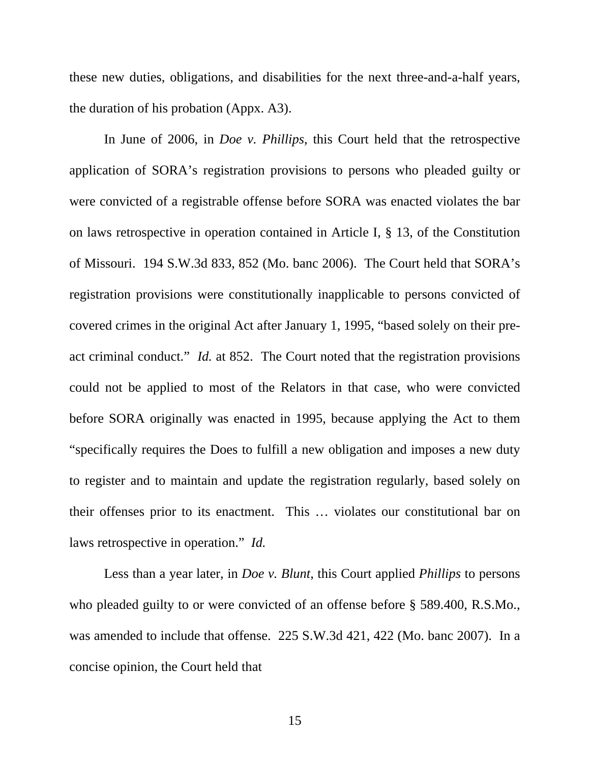these new duties, obligations, and disabilities for the next three-and-a-half years, the duration of his probation (Appx. A3).

In June of 2006, in *Doe v. Phillips*, this Court held that the retrospective application of SORA's registration provisions to persons who pleaded guilty or were convicted of a registrable offense before SORA was enacted violates the bar on laws retrospective in operation contained in Article I, § 13, of the Constitution of Missouri. 194 S.W.3d 833, 852 (Mo. banc 2006). The Court held that SORA's registration provisions were constitutionally inapplicable to persons convicted of covered crimes in the original Act after January 1, 1995, "based solely on their pre-act criminal conduct." *Id.* at 852. The Court noted that the registration provisions could not be applied to most of the Relators in that case, who were convicted before SORA originally was enacted in 1995, because applying the Act to them "specifically requires the Does to fulfill a new obligation and imposes a new duty to register and to maintain and update the registration regularly, based solely on their offenses prior to its enactment. This … violates our constitutional bar on laws retrospective in operation." *Id.*

Less than a year later, in *Doe v. Blunt*, this Court applied *Phillips* to persons who pleaded guilty to or were convicted of an offense before § 589.400, R.S.Mo., was amended to include that offense. 225 S.W.3d 421, 422 (Mo. banc 2007). In a concise opinion, the Court held that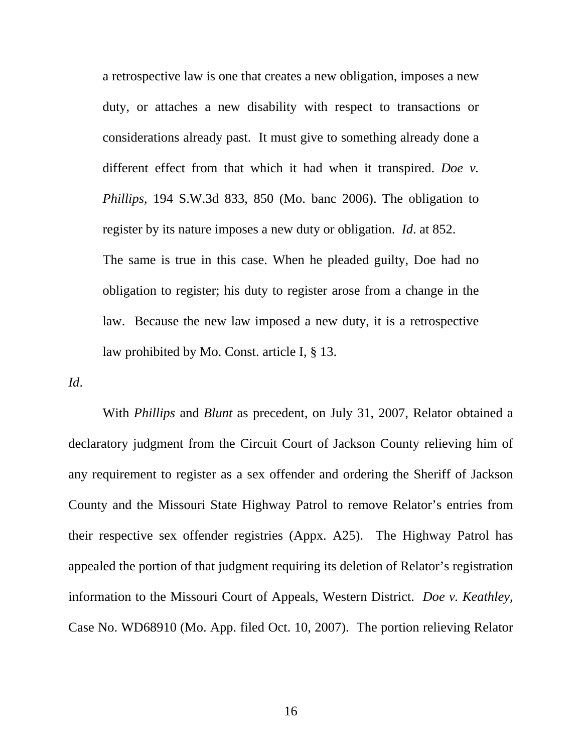> a retrospective law is one that creates a new obligation, imposes a new duty, or attaches a new disability with respect to transactions or considerations already past. It must give to something already done a different effect from that which it had when it transpired. *Doe v. Phillips*, 194 S.W.3d 833, 850 (Mo. banc 2006). The obligation to register by its nature imposes a new duty or obligation. *Id*. at 852.
>
> The same is true in this case. When he pleaded guilty, Doe had no obligation to register; his duty to register arose from a change in the law. Because the new law imposed a new duty, it is a retrospective law prohibited by Mo. Const. article I, § 13.

*Id*.

With *Phillips* and *Blunt* as precedent, on July 31, 2007, Relator obtained a declaratory judgment from the Circuit Court of Jackson County relieving him of any requirement to register as a sex offender and ordering the Sheriff of Jackson County and the Missouri State Highway Patrol to remove Relator's entries from their respective sex offender registries (Appx. A25). The Highway Patrol has appealed the portion of that judgment requiring its deletion of Relator's registration information to the Missouri Court of Appeals, Western District. *Doe v. Keathley*, Case No. WD68910 (Mo. App. filed Oct. 10, 2007). The portion relieving Relator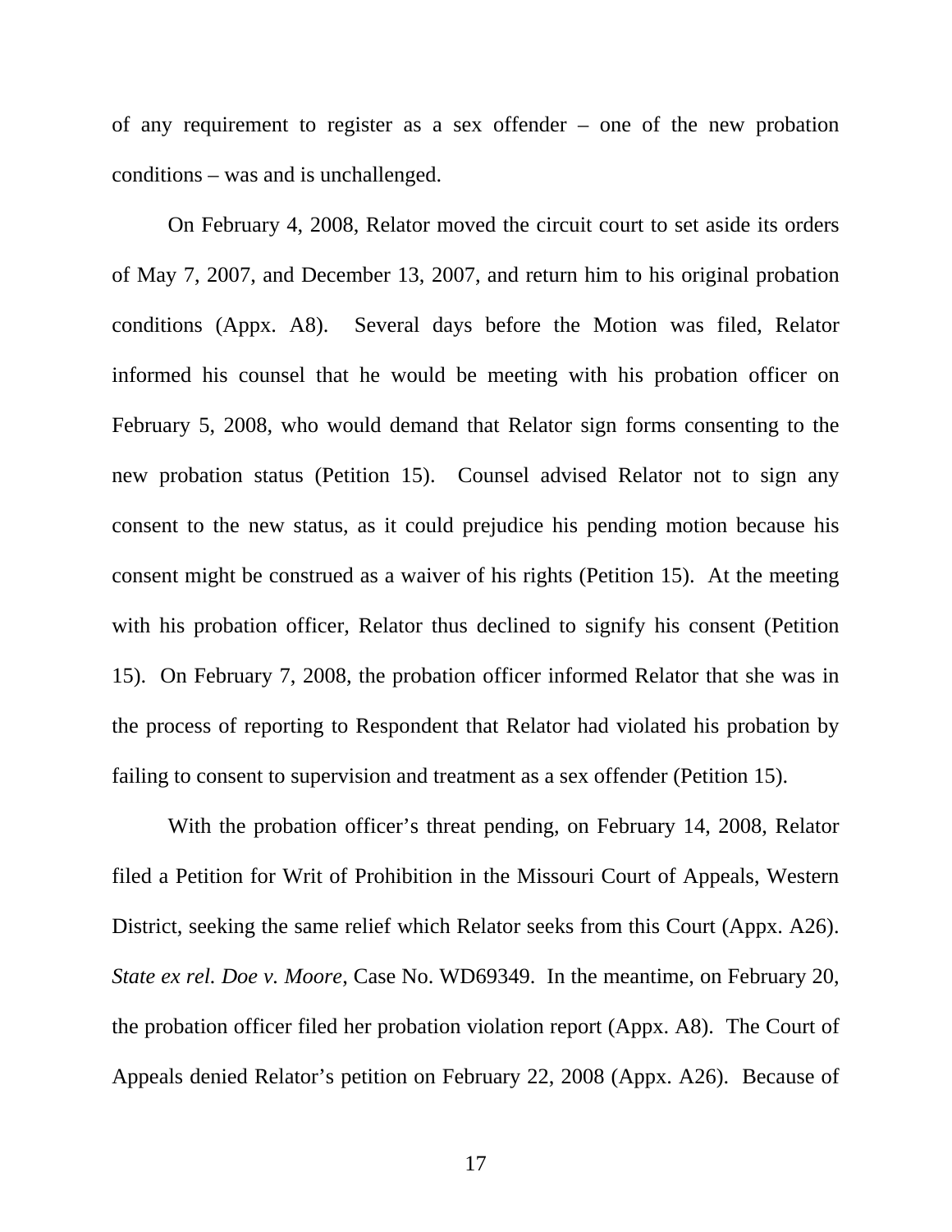of any requirement to register as a sex offender – one of the new probation conditions – was and is unchallenged.

On February 4, 2008, Relator moved the circuit court to set aside its orders of May 7, 2007, and December 13, 2007, and return him to his original probation conditions (Appx. A8). Several days before the Motion was filed, Relator informed his counsel that he would be meeting with his probation officer on February 5, 2008, who would demand that Relator sign forms consenting to the new probation status (Petition 15). Counsel advised Relator not to sign any consent to the new status, as it could prejudice his pending motion because his consent might be construed as a waiver of his rights (Petition 15). At the meeting with his probation officer, Relator thus declined to signify his consent (Petition 15). On February 7, 2008, the probation officer informed Relator that she was in the process of reporting to Respondent that Relator had violated his probation by failing to consent to supervision and treatment as a sex offender (Petition 15).

With the probation officer's threat pending, on February 14, 2008, Relator filed a Petition for Writ of Prohibition in the Missouri Court of Appeals, Western District, seeking the same relief which Relator seeks from this Court (Appx. A26). *State ex rel. Doe v. Moore*, Case No. WD69349. In the meantime, on February 20, the probation officer filed her probation violation report (Appx. A8). The Court of Appeals denied Relator's petition on February 22, 2008 (Appx. A26). Because of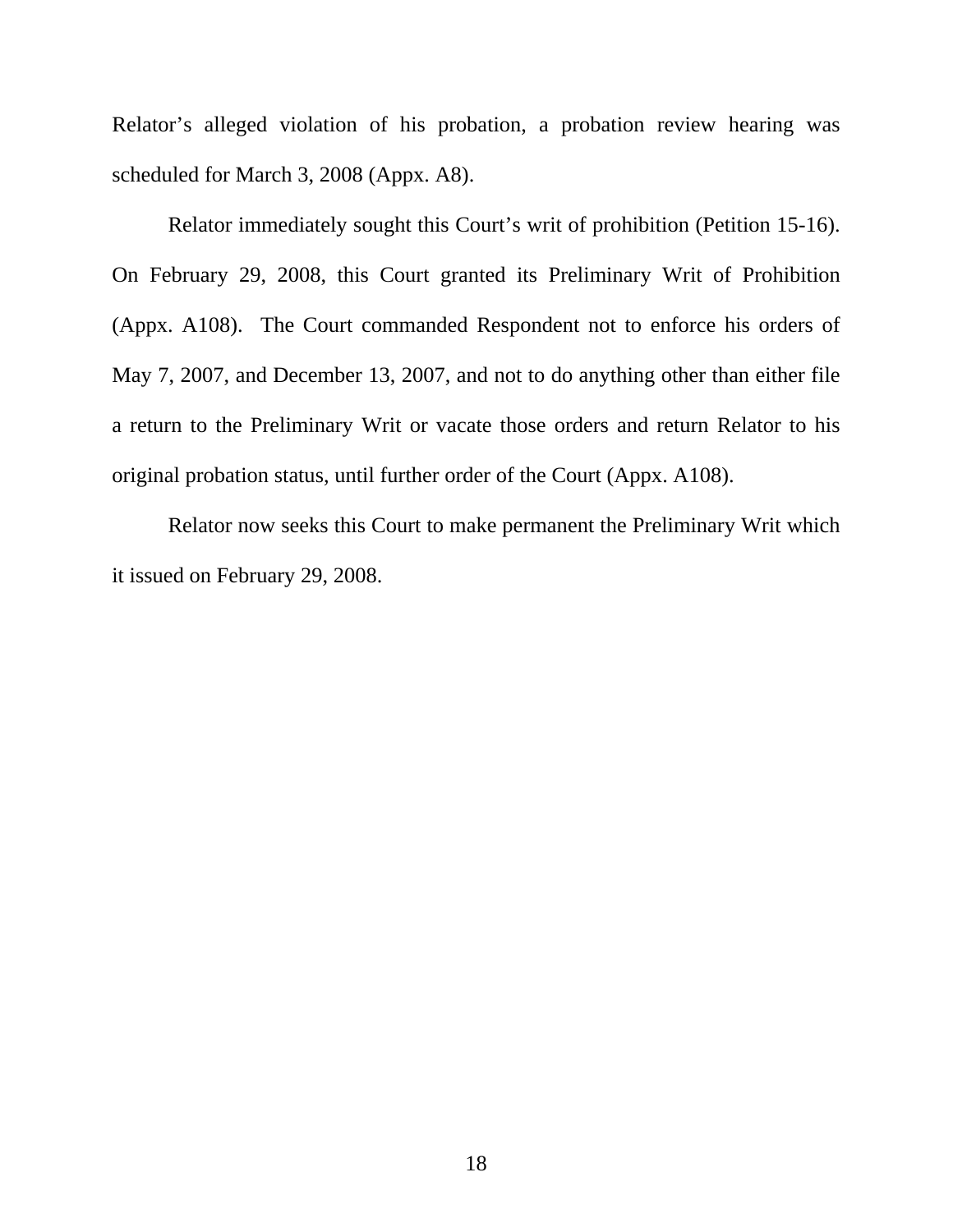Relator's alleged violation of his probation, a probation review hearing was scheduled for March 3, 2008 (Appx. A8).

Relator immediately sought this Court's writ of prohibition (Petition 15-16). On February 29, 2008, this Court granted its Preliminary Writ of Prohibition (Appx. A108). The Court commanded Respondent not to enforce his orders of May 7, 2007, and December 13, 2007, and not to do anything other than either file a return to the Preliminary Writ or vacate those orders and return Relator to his original probation status, until further order of the Court (Appx. A108).

Relator now seeks this Court to make permanent the Preliminary Writ which it issued on February 29, 2008.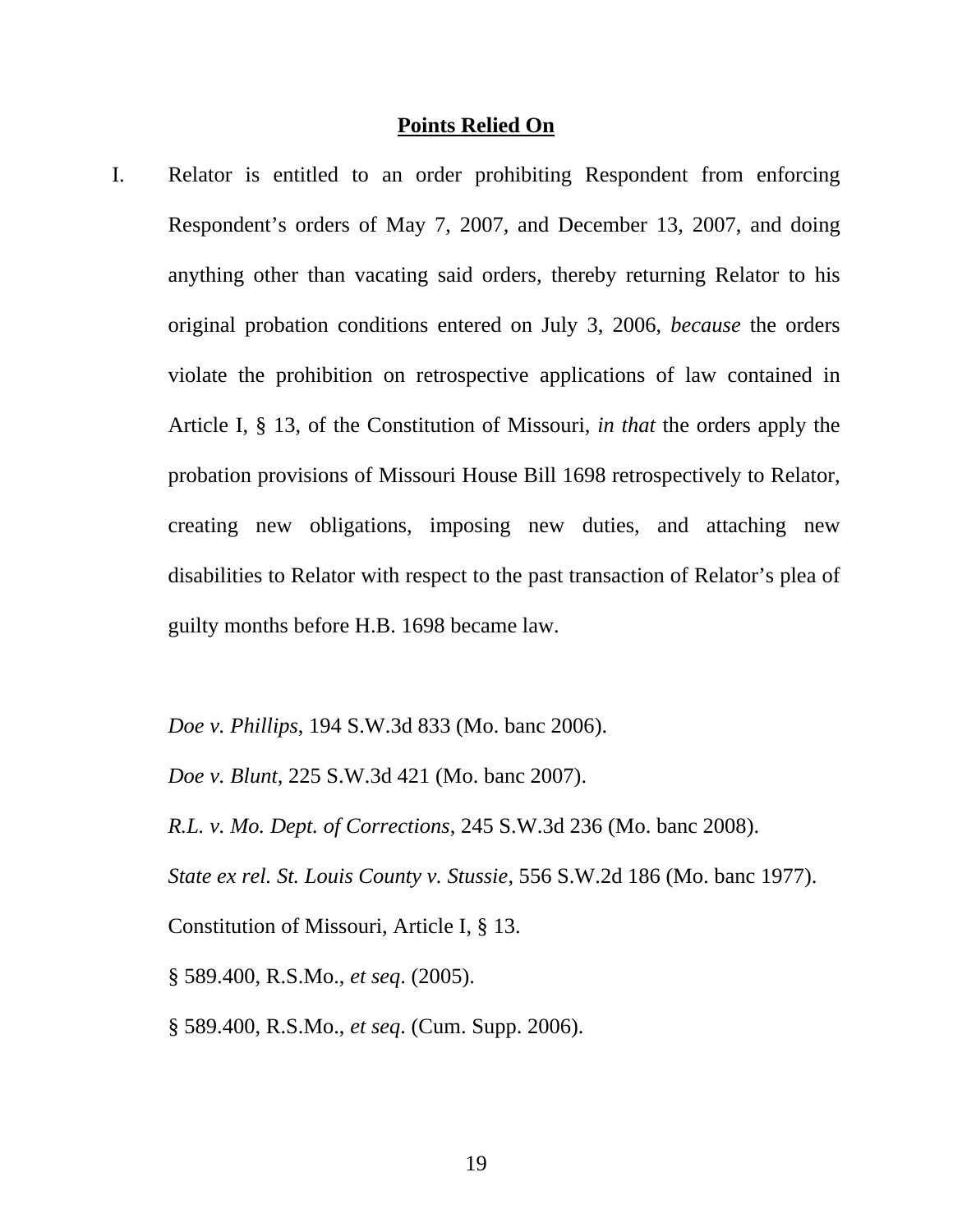**Points Relied On**

I. Relator is entitled to an order prohibiting Respondent from enforcing Respondent's orders of May 7, 2007, and December 13, 2007, and doing anything other than vacating said orders, thereby returning Relator to his original probation conditions entered on July 3, 2006, *because* the orders violate the prohibition on retrospective applications of law contained in Article I, § 13, of the Constitution of Missouri, *in that* the orders apply the probation provisions of Missouri House Bill 1698 retrospectively to Relator, creating new obligations, imposing new duties, and attaching new disabilities to Relator with respect to the past transaction of Relator's plea of guilty months before H.B. 1698 became law.

*Doe v. Phillips*, 194 S.W.3d 833 (Mo. banc 2006).

*Doe v. Blunt*, 225 S.W.3d 421 (Mo. banc 2007).

*R.L. v. Mo. Dept. of Corrections*, 245 S.W.3d 236 (Mo. banc 2008).

*State ex rel. St. Louis County v. Stussie*, 556 S.W.2d 186 (Mo. banc 1977).

Constitution of Missouri, Article I, § 13.

§ 589.400, R.S.Mo., *et seq*. (2005).

§ 589.400, R.S.Mo., *et seq*. (Cum. Supp. 2006).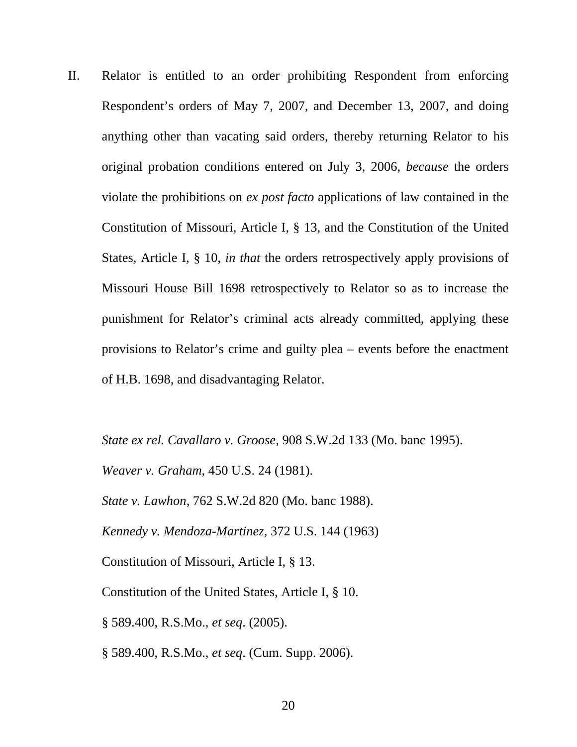II. Relator is entitled to an order prohibiting Respondent from enforcing Respondent's orders of May 7, 2007, and December 13, 2007, and doing anything other than vacating said orders, thereby returning Relator to his original probation conditions entered on July 3, 2006, *because* the orders violate the prohibitions on *ex post facto* applications of law contained in the Constitution of Missouri, Article I, § 13, and the Constitution of the United States, Article I, § 10, *in that* the orders retrospectively apply provisions of Missouri House Bill 1698 retrospectively to Relator so as to increase the punishment for Relator's criminal acts already committed, applying these provisions to Relator's crime and guilty plea – events before the enactment of H.B. 1698, and disadvantaging Relator.

*State ex rel. Cavallaro v. Groose*, 908 S.W.2d 133 (Mo. banc 1995).

*Weaver v. Graham*, 450 U.S. 24 (1981).

*State v. Lawhon*, 762 S.W.2d 820 (Mo. banc 1988).

*Kennedy v. Mendoza-Martinez*, 372 U.S. 144 (1963)

Constitution of Missouri, Article I, § 13.

Constitution of the United States, Article I, § 10.

§ 589.400, R.S.Mo., *et seq*. (2005).

§ 589.400, R.S.Mo., *et seq*. (Cum. Supp. 2006).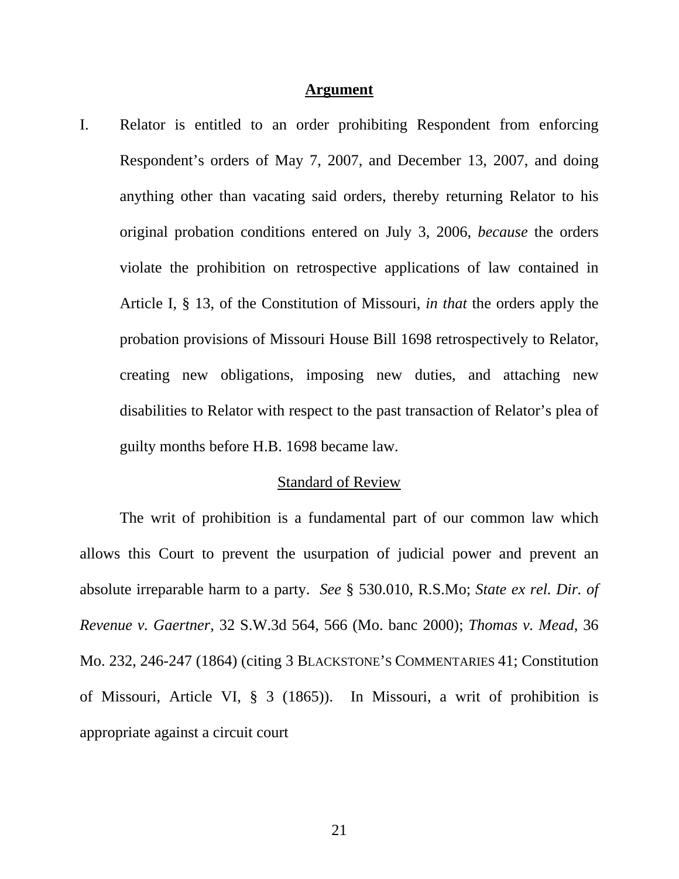## **Argument**

I. Relator is entitled to an order prohibiting Respondent from enforcing Respondent's orders of May 7, 2007, and December 13, 2007, and doing anything other than vacating said orders, thereby returning Relator to his original probation conditions entered on July 3, 2006, *because* the orders violate the prohibition on retrospective applications of law contained in Article I, § 13, of the Constitution of Missouri, *in that* the orders apply the probation provisions of Missouri House Bill 1698 retrospectively to Relator, creating new obligations, imposing new duties, and attaching new disabilities to Relator with respect to the past transaction of Relator's plea of guilty months before H.B. 1698 became law.

### Standard of Review

The writ of prohibition is a fundamental part of our common law which allows this Court to prevent the usurpation of judicial power and prevent an absolute irreparable harm to a party. *See* § 530.010, R.S.Mo; *State ex rel. Dir. of Revenue v. Gaertner*, 32 S.W.3d 564, 566 (Mo. banc 2000); *Thomas v. Mead*, 36 Mo. 232, 246-247 (1864) (citing 3 BLACKSTONE'S COMMENTARIES 41; Constitution of Missouri, Article VI, § 3 (1865)). In Missouri, a writ of prohibition is appropriate against a circuit court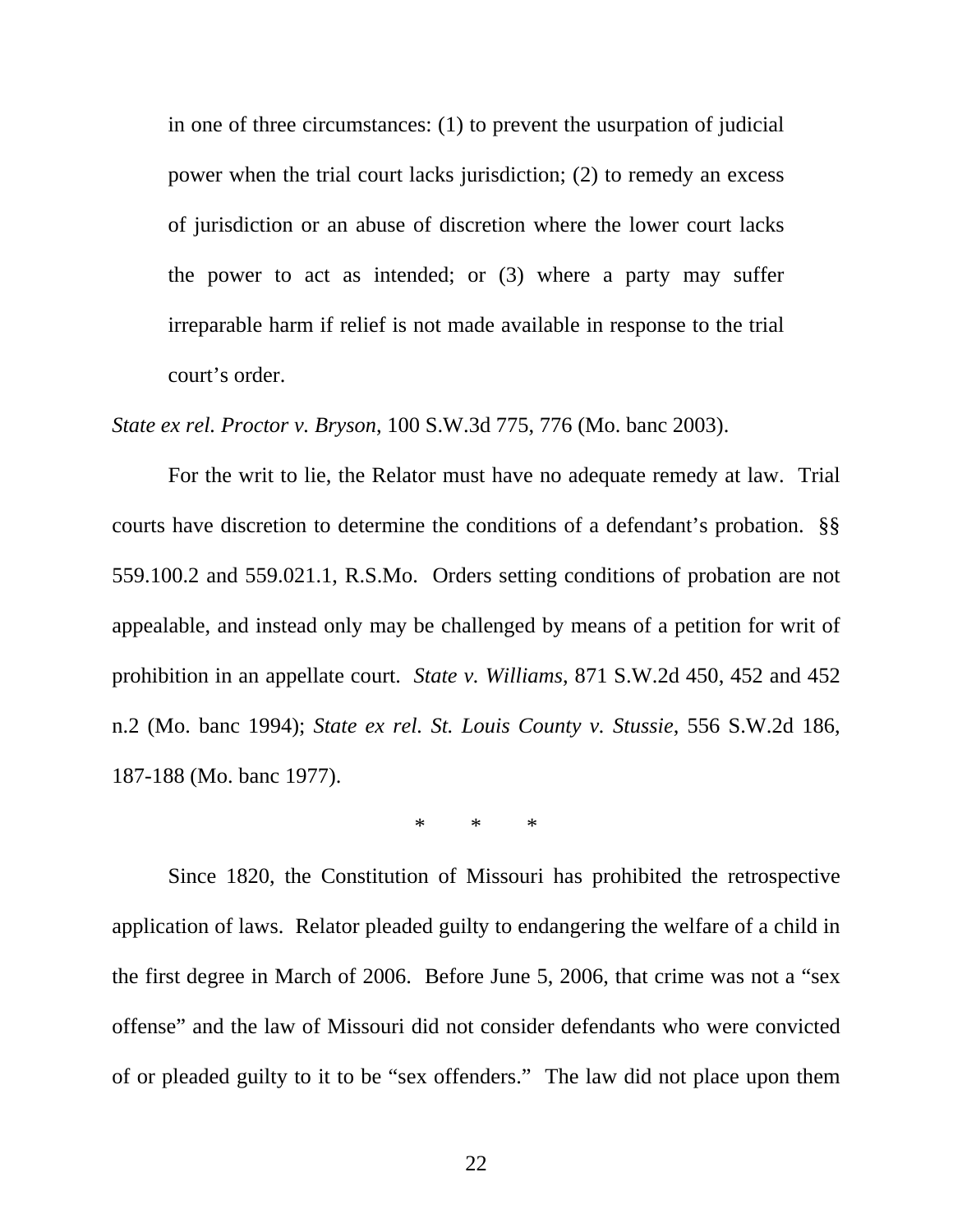> in one of three circumstances: (1) to prevent the usurpation of judicial power when the trial court lacks jurisdiction; (2) to remedy an excess of jurisdiction or an abuse of discretion where the lower court lacks the power to act as intended; or (3) where a party may suffer irreparable harm if relief is not made available in response to the trial court's order.

*State ex rel. Proctor v. Bryson*, 100 S.W.3d 775, 776 (Mo. banc 2003).

For the writ to lie, the Relator must have no adequate remedy at law. Trial courts have discretion to determine the conditions of a defendant's probation. §§ 559.100.2 and 559.021.1, R.S.Mo. Orders setting conditions of probation are not appealable, and instead only may be challenged by means of a petition for writ of prohibition in an appellate court. *State v. Williams*, 871 S.W.2d 450, 452 and 452 n.2 (Mo. banc 1994); *State ex rel. St. Louis County v. Stussie*, 556 S.W.2d 186, 187-188 (Mo. banc 1977).

\* \* \*

Since 1820, the Constitution of Missouri has prohibited the retrospective application of laws. Relator pleaded guilty to endangering the welfare of a child in the first degree in March of 2006. Before June 5, 2006, that crime was not a "sex offense" and the law of Missouri did not consider defendants who were convicted of or pleaded guilty to it to be "sex offenders." The law did not place upon them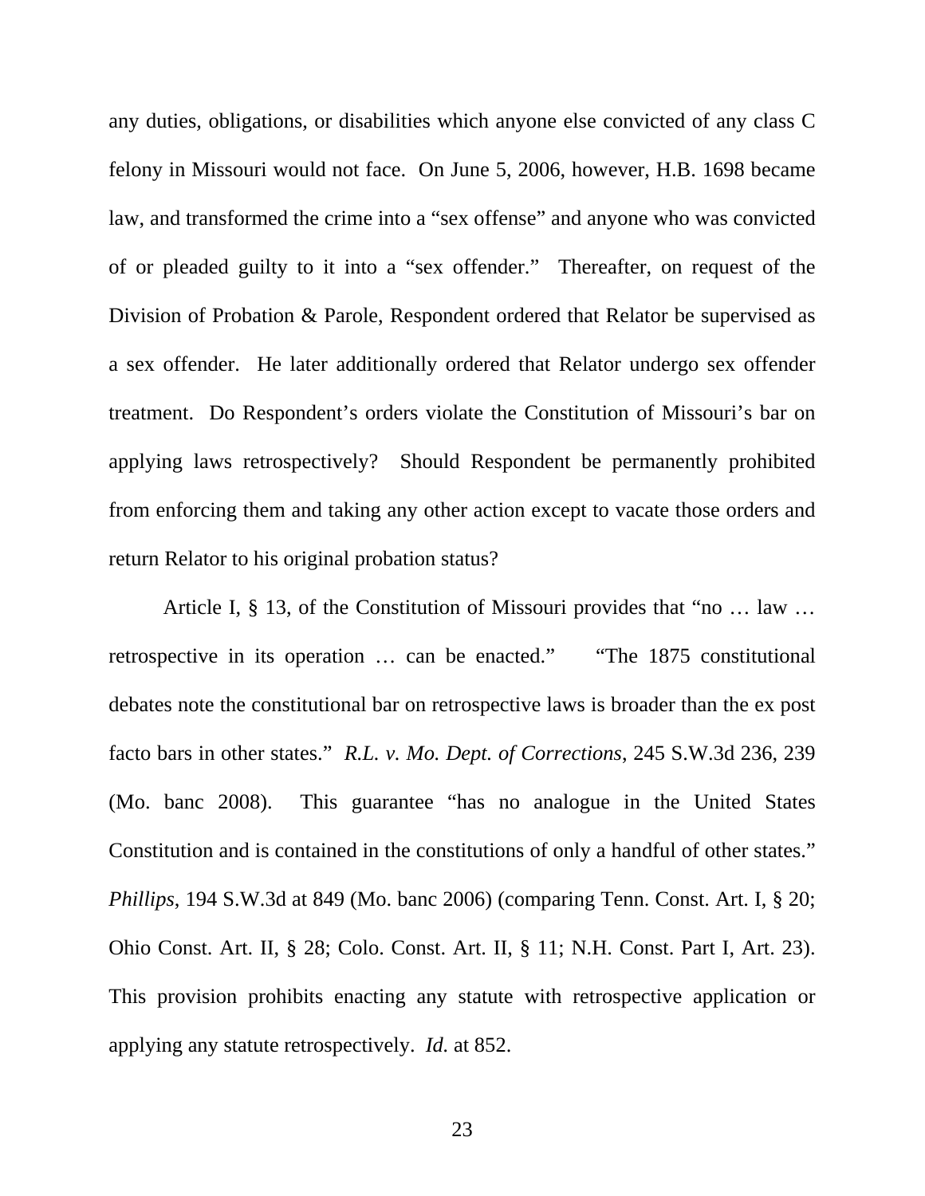any duties, obligations, or disabilities which anyone else convicted of any class C felony in Missouri would not face. On June 5, 2006, however, H.B. 1698 became law, and transformed the crime into a "sex offense" and anyone who was convicted of or pleaded guilty to it into a "sex offender." Thereafter, on request of the Division of Probation & Parole, Respondent ordered that Relator be supervised as a sex offender. He later additionally ordered that Relator undergo sex offender treatment. Do Respondent's orders violate the Constitution of Missouri's bar on applying laws retrospectively? Should Respondent be permanently prohibited from enforcing them and taking any other action except to vacate those orders and return Relator to his original probation status?

Article I, § 13, of the Constitution of Missouri provides that "no … law … retrospective in its operation … can be enacted." "The 1875 constitutional debates note the constitutional bar on retrospective laws is broader than the ex post facto bars in other states." *R.L. v. Mo. Dept. of Corrections*, 245 S.W.3d 236, 239 (Mo. banc 2008). This guarantee "has no analogue in the United States Constitution and is contained in the constitutions of only a handful of other states." *Phillips*, 194 S.W.3d at 849 (Mo. banc 2006) (comparing Tenn. Const. Art. I, § 20; Ohio Const. Art. II, § 28; Colo. Const. Art. II, § 11; N.H. Const. Part I, Art. 23). This provision prohibits enacting any statute with retrospective application or applying any statute retrospectively. *Id.* at 852.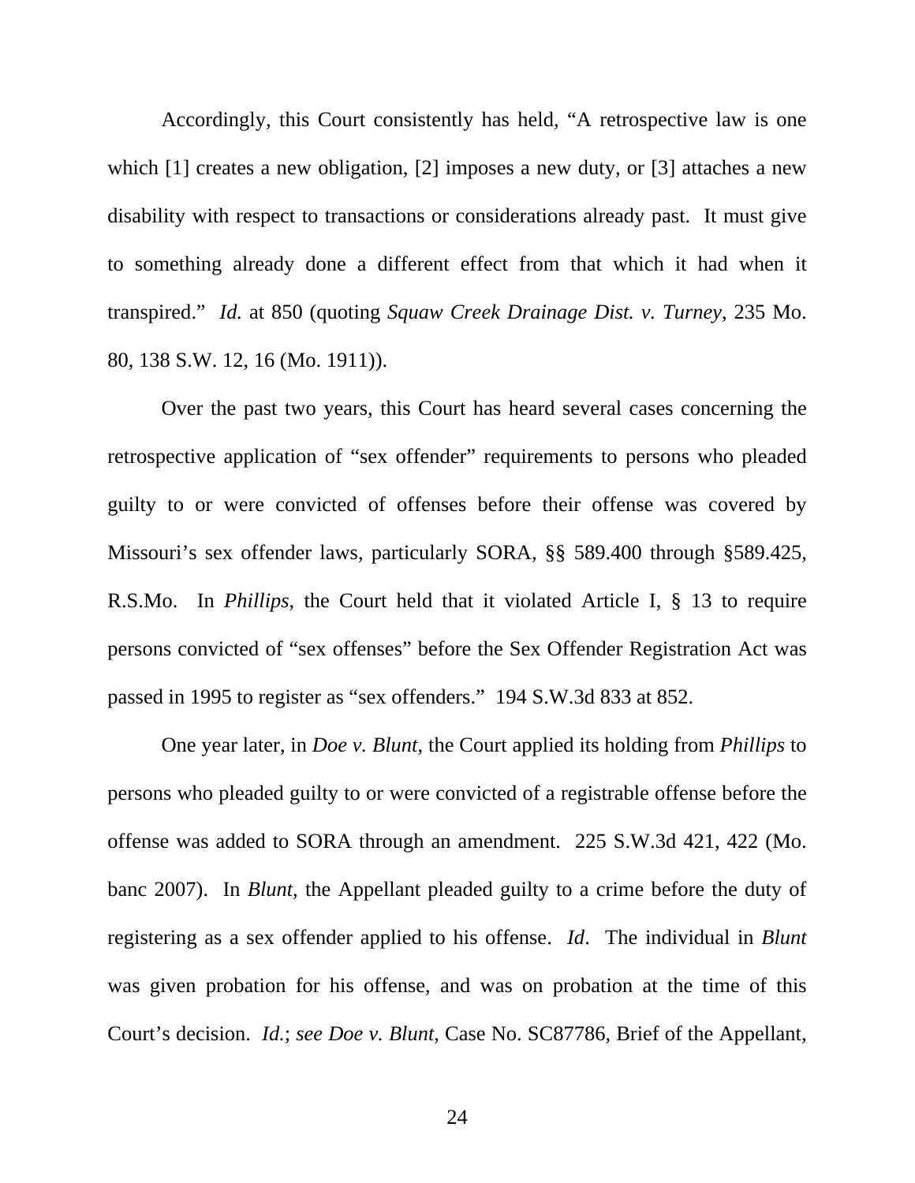Accordingly, this Court consistently has held, "A retrospective law is one which [1] creates a new obligation, [2] imposes a new duty, or [3] attaches a new disability with respect to transactions or considerations already past. It must give to something already done a different effect from that which it had when it transpired." *Id.* at 850 (quoting *Squaw Creek Drainage Dist. v. Turney*, 235 Mo. 80, 138 S.W. 12, 16 (Mo. 1911)).

Over the past two years, this Court has heard several cases concerning the retrospective application of "sex offender" requirements to persons who pleaded guilty to or were convicted of offenses before their offense was covered by Missouri's sex offender laws, particularly SORA, §§ 589.400 through §589.425, R.S.Mo. In *Phillips*, the Court held that it violated Article I, § 13 to require persons convicted of "sex offenses" before the Sex Offender Registration Act was passed in 1995 to register as "sex offenders." 194 S.W.3d 833 at 852.

One year later, in *Doe v. Blunt*, the Court applied its holding from *Phillips* to persons who pleaded guilty to or were convicted of a registrable offense before the offense was added to SORA through an amendment. 225 S.W.3d 421, 422 (Mo. banc 2007). In *Blunt*, the Appellant pleaded guilty to a crime before the duty of registering as a sex offender applied to his offense. *Id*. The individual in *Blunt* was given probation for his offense, and was on probation at the time of this Court's decision. *Id.*; *see Doe v. Blunt*, Case No. SC87786, Brief of the Appellant,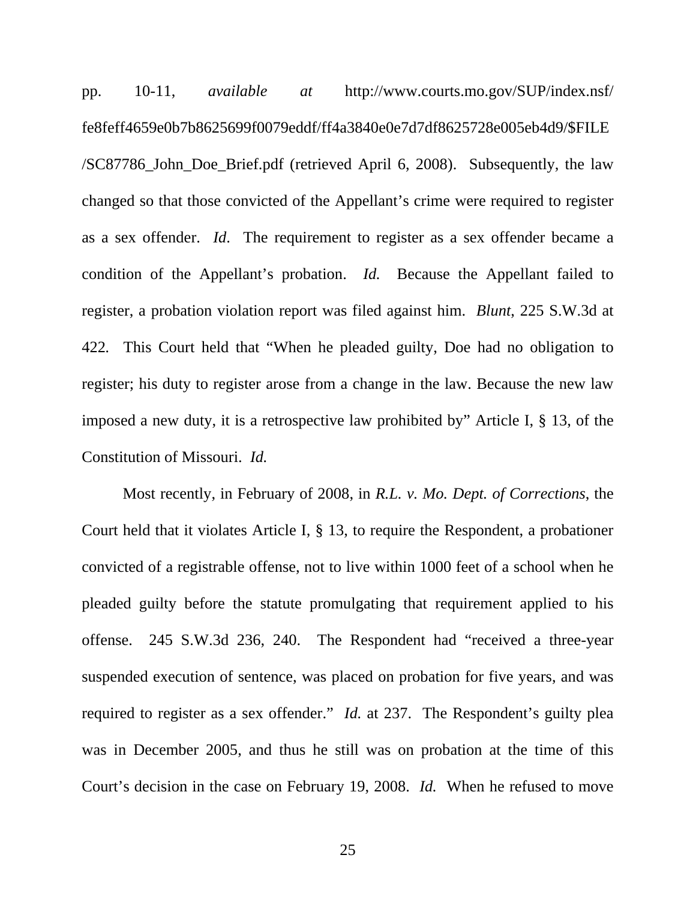pp. 10-11, *available at* http://www.courts.mo.gov/SUP/index.nsf/fe8feff4659e0b7b8625699f0079eddf/ff4a3840e0e7d7df8625728e005eb4d9/$FILE/SC87786_John_Doe_Brief.pdf (retrieved April 6, 2008). Subsequently, the law changed so that those convicted of the Appellant's crime were required to register as a sex offender. *Id*. The requirement to register as a sex offender became a condition of the Appellant's probation. *Id.* Because the Appellant failed to register, a probation violation report was filed against him. *Blunt*, 225 S.W.3d at 422. This Court held that "When he pleaded guilty, Doe had no obligation to register; his duty to register arose from a change in the law. Because the new law imposed a new duty, it is a retrospective law prohibited by" Article I, § 13, of the Constitution of Missouri. *Id.*

Most recently, in February of 2008, in *R.L. v. Mo. Dept. of Corrections*, the Court held that it violates Article I, § 13, to require the Respondent, a probationer convicted of a registrable offense, not to live within 1000 feet of a school when he pleaded guilty before the statute promulgating that requirement applied to his offense. 245 S.W.3d 236, 240. The Respondent had "received a three-year suspended execution of sentence, was placed on probation for five years, and was required to register as a sex offender." *Id.* at 237. The Respondent's guilty plea was in December 2005, and thus he still was on probation at the time of this Court's decision in the case on February 19, 2008. *Id.* When he refused to move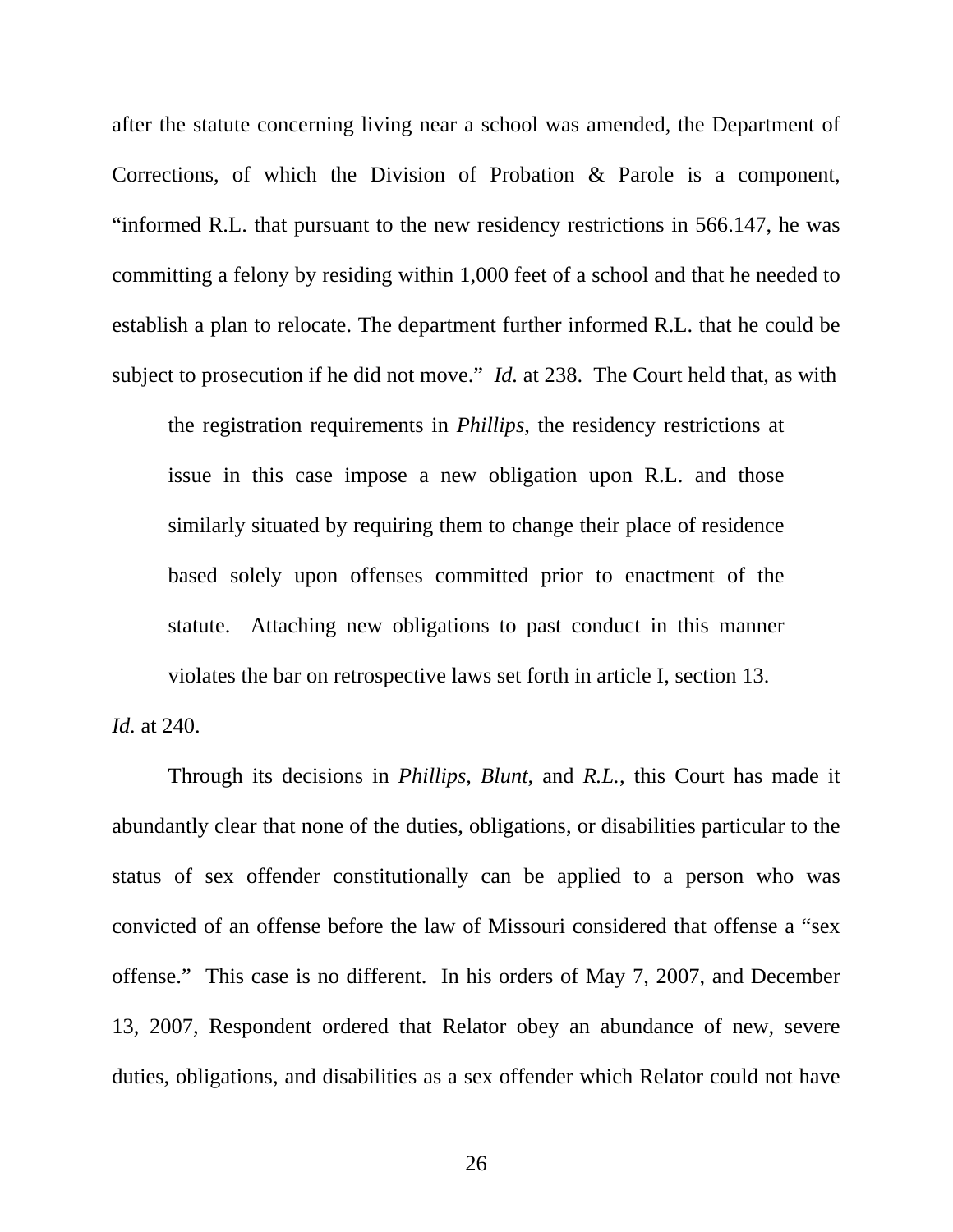after the statute concerning living near a school was amended, the Department of Corrections, of which the Division of Probation & Parole is a component, "informed R.L. that pursuant to the new residency restrictions in 566.147, he was committing a felony by residing within 1,000 feet of a school and that he needed to establish a plan to relocate. The department further informed R.L. that he could be subject to prosecution if he did not move." *Id.* at 238. The Court held that, as with

> the registration requirements in *Phillips*, the residency restrictions at issue in this case impose a new obligation upon R.L. and those similarly situated by requiring them to change their place of residence based solely upon offenses committed prior to enactment of the statute. Attaching new obligations to past conduct in this manner violates the bar on retrospective laws set forth in article I, section 13.

*Id.* at 240.

Through its decisions in *Phillips*, *Blunt*, and *R.L.*, this Court has made it abundantly clear that none of the duties, obligations, or disabilities particular to the status of sex offender constitutionally can be applied to a person who was convicted of an offense before the law of Missouri considered that offense a "sex offense." This case is no different. In his orders of May 7, 2007, and December 13, 2007, Respondent ordered that Relator obey an abundance of new, severe duties, obligations, and disabilities as a sex offender which Relator could not have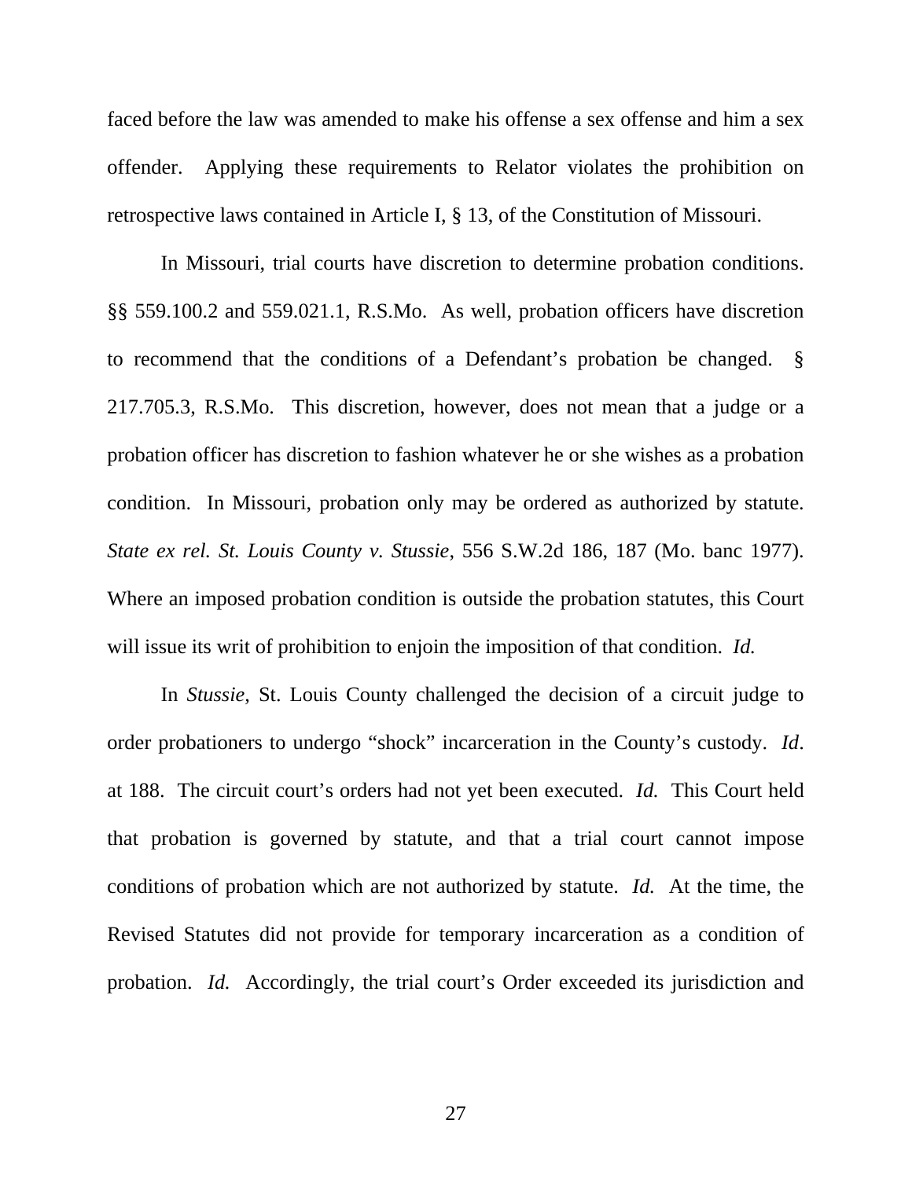faced before the law was amended to make his offense a sex offense and him a sex offender. Applying these requirements to Relator violates the prohibition on retrospective laws contained in Article I, § 13, of the Constitution of Missouri.

In Missouri, trial courts have discretion to determine probation conditions. §§ 559.100.2 and 559.021.1, R.S.Mo. As well, probation officers have discretion to recommend that the conditions of a Defendant's probation be changed. § 217.705.3, R.S.Mo. This discretion, however, does not mean that a judge or a probation officer has discretion to fashion whatever he or she wishes as a probation condition. In Missouri, probation only may be ordered as authorized by statute. *State ex rel. St. Louis County v. Stussie*, 556 S.W.2d 186, 187 (Mo. banc 1977). Where an imposed probation condition is outside the probation statutes, this Court will issue its writ of prohibition to enjoin the imposition of that condition. *Id.*

In *Stussie,* St. Louis County challenged the decision of a circuit judge to order probationers to undergo "shock" incarceration in the County's custody. *Id*. at 188. The circuit court's orders had not yet been executed. *Id.* This Court held that probation is governed by statute, and that a trial court cannot impose conditions of probation which are not authorized by statute. *Id.* At the time, the Revised Statutes did not provide for temporary incarceration as a condition of probation. *Id.* Accordingly, the trial court's Order exceeded its jurisdiction and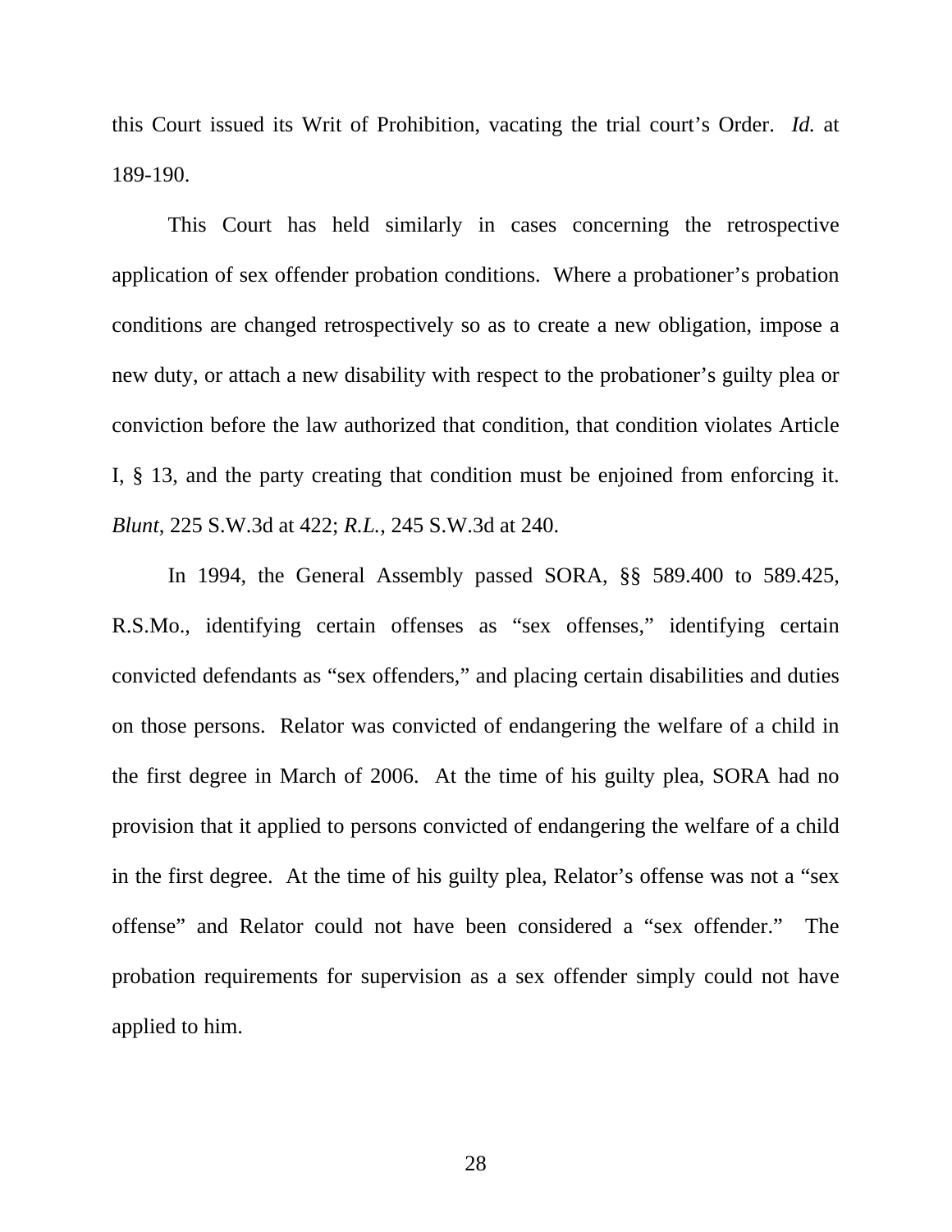this Court issued its Writ of Prohibition, vacating the trial court's Order. *Id.* at 189-190.

This Court has held similarly in cases concerning the retrospective application of sex offender probation conditions. Where a probationer's probation conditions are changed retrospectively so as to create a new obligation, impose a new duty, or attach a new disability with respect to the probationer's guilty plea or conviction before the law authorized that condition, that condition violates Article I, § 13, and the party creating that condition must be enjoined from enforcing it. *Blunt*, 225 S.W.3d at 422; *R.L.*, 245 S.W.3d at 240.

In 1994, the General Assembly passed SORA, §§ 589.400 to 589.425, R.S.Mo., identifying certain offenses as "sex offenses," identifying certain convicted defendants as "sex offenders," and placing certain disabilities and duties on those persons. Relator was convicted of endangering the welfare of a child in the first degree in March of 2006. At the time of his guilty plea, SORA had no provision that it applied to persons convicted of endangering the welfare of a child in the first degree. At the time of his guilty plea, Relator's offense was not a "sex offense" and Relator could not have been considered a "sex offender." The probation requirements for supervision as a sex offender simply could not have applied to him.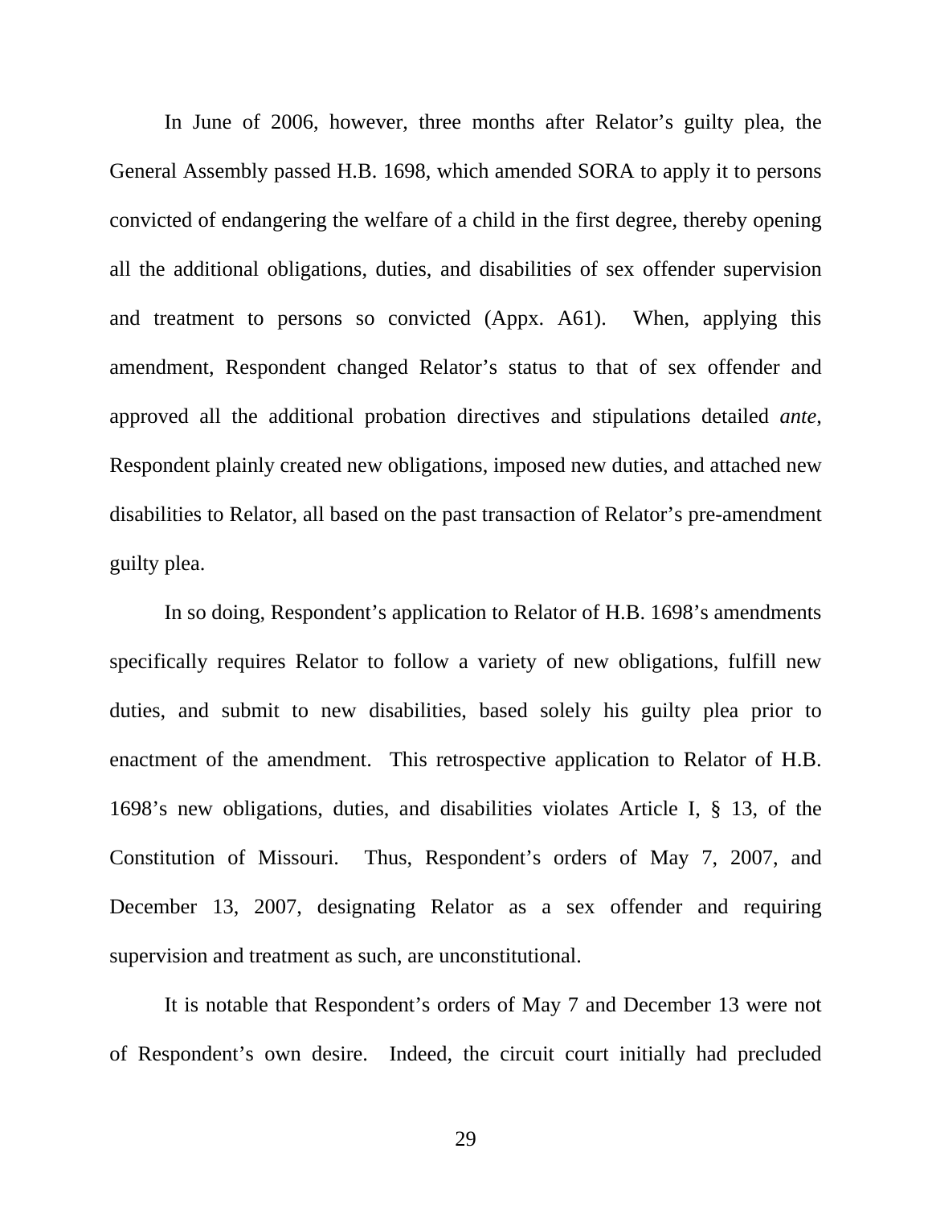In June of 2006, however, three months after Relator's guilty plea, the General Assembly passed H.B. 1698, which amended SORA to apply it to persons convicted of endangering the welfare of a child in the first degree, thereby opening all the additional obligations, duties, and disabilities of sex offender supervision and treatment to persons so convicted (Appx. A61). When, applying this amendment, Respondent changed Relator's status to that of sex offender and approved all the additional probation directives and stipulations detailed *ante*, Respondent plainly created new obligations, imposed new duties, and attached new disabilities to Relator, all based on the past transaction of Relator's pre-amendment guilty plea.

In so doing, Respondent's application to Relator of H.B. 1698's amendments specifically requires Relator to follow a variety of new obligations, fulfill new duties, and submit to new disabilities, based solely his guilty plea prior to enactment of the amendment. This retrospective application to Relator of H.B. 1698's new obligations, duties, and disabilities violates Article I, § 13, of the Constitution of Missouri. Thus, Respondent's orders of May 7, 2007, and December 13, 2007, designating Relator as a sex offender and requiring supervision and treatment as such, are unconstitutional.

It is notable that Respondent's orders of May 7 and December 13 were not of Respondent's own desire. Indeed, the circuit court initially had precluded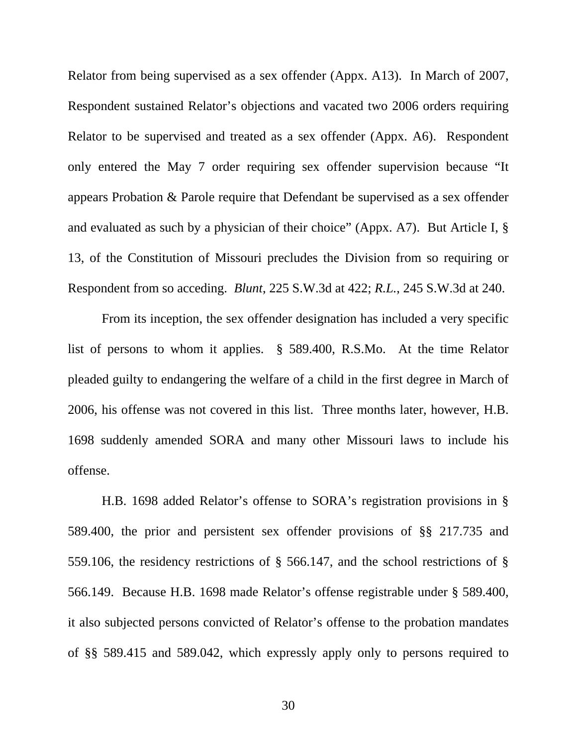Relator from being supervised as a sex offender (Appx. A13). In March of 2007, Respondent sustained Relator's objections and vacated two 2006 orders requiring Relator to be supervised and treated as a sex offender (Appx. A6). Respondent only entered the May 7 order requiring sex offender supervision because "It appears Probation & Parole require that Defendant be supervised as a sex offender and evaluated as such by a physician of their choice" (Appx. A7). But Article I, § 13, of the Constitution of Missouri precludes the Division from so requiring or Respondent from so acceding. *Blunt*, 225 S.W.3d at 422; *R.L.*, 245 S.W.3d at 240.

From its inception, the sex offender designation has included a very specific list of persons to whom it applies. § 589.400, R.S.Mo. At the time Relator pleaded guilty to endangering the welfare of a child in the first degree in March of 2006, his offense was not covered in this list. Three months later, however, H.B. 1698 suddenly amended SORA and many other Missouri laws to include his offense.

H.B. 1698 added Relator's offense to SORA's registration provisions in § 589.400, the prior and persistent sex offender provisions of §§ 217.735 and 559.106, the residency restrictions of § 566.147, and the school restrictions of § 566.149. Because H.B. 1698 made Relator's offense registrable under § 589.400, it also subjected persons convicted of Relator's offense to the probation mandates of §§ 589.415 and 589.042, which expressly apply only to persons required to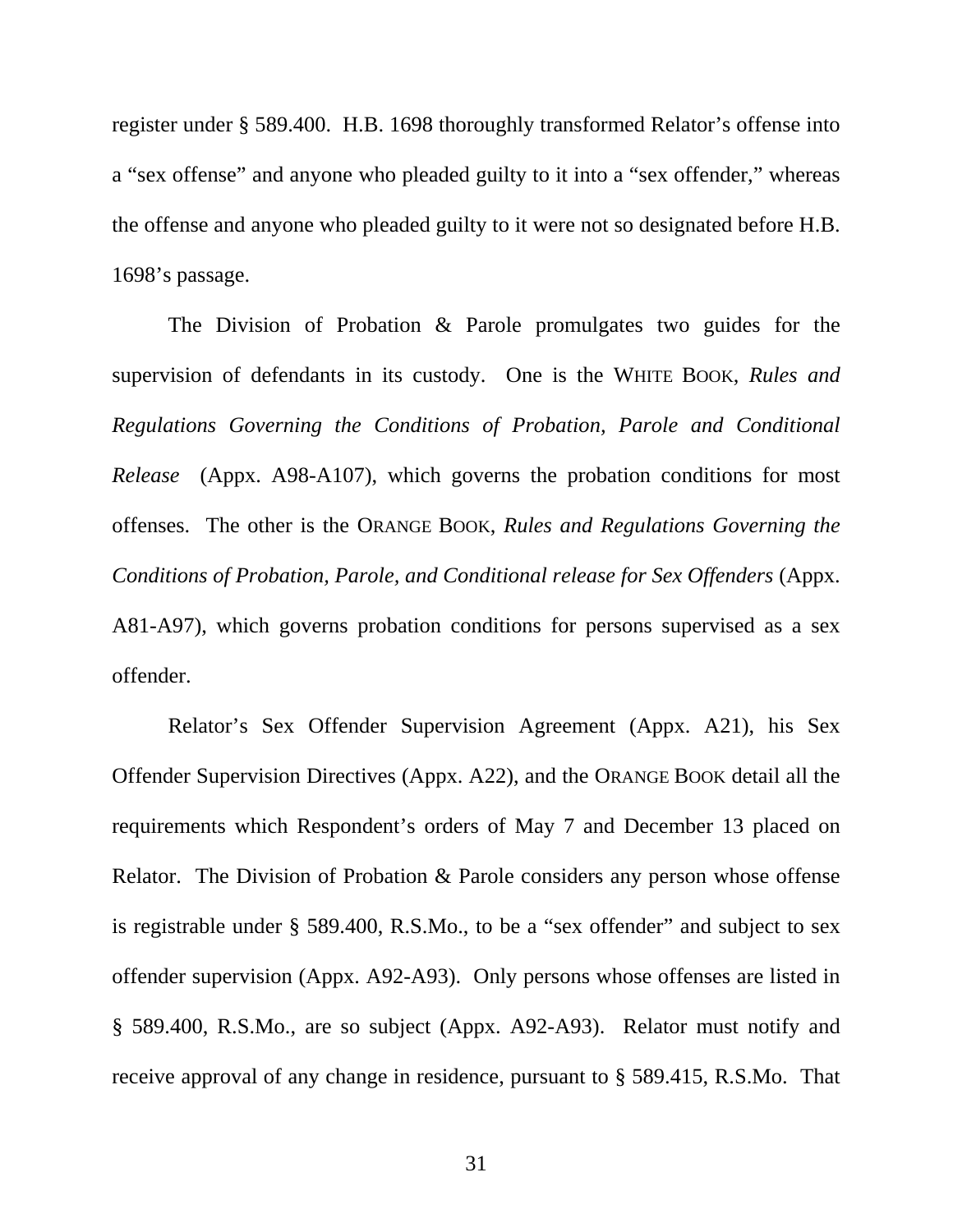register under § 589.400. H.B. 1698 thoroughly transformed Relator's offense into a "sex offense" and anyone who pleaded guilty to it into a "sex offender," whereas the offense and anyone who pleaded guilty to it were not so designated before H.B. 1698's passage.

The Division of Probation & Parole promulgates two guides for the supervision of defendants in its custody. One is the WHITE BOOK, *Rules and Regulations Governing the Conditions of Probation, Parole and Conditional Release* (Appx. A98-A107), which governs the probation conditions for most offenses. The other is the ORANGE BOOK, *Rules and Regulations Governing the Conditions of Probation, Parole, and Conditional release for Sex Offenders* (Appx. A81-A97), which governs probation conditions for persons supervised as a sex offender.

Relator's Sex Offender Supervision Agreement (Appx. A21), his Sex Offender Supervision Directives (Appx. A22), and the ORANGE BOOK detail all the requirements which Respondent's orders of May 7 and December 13 placed on Relator. The Division of Probation & Parole considers any person whose offense is registrable under § 589.400, R.S.Mo., to be a "sex offender" and subject to sex offender supervision (Appx. A92-A93). Only persons whose offenses are listed in § 589.400, R.S.Mo., are so subject (Appx. A92-A93). Relator must notify and receive approval of any change in residence, pursuant to § 589.415, R.S.Mo. That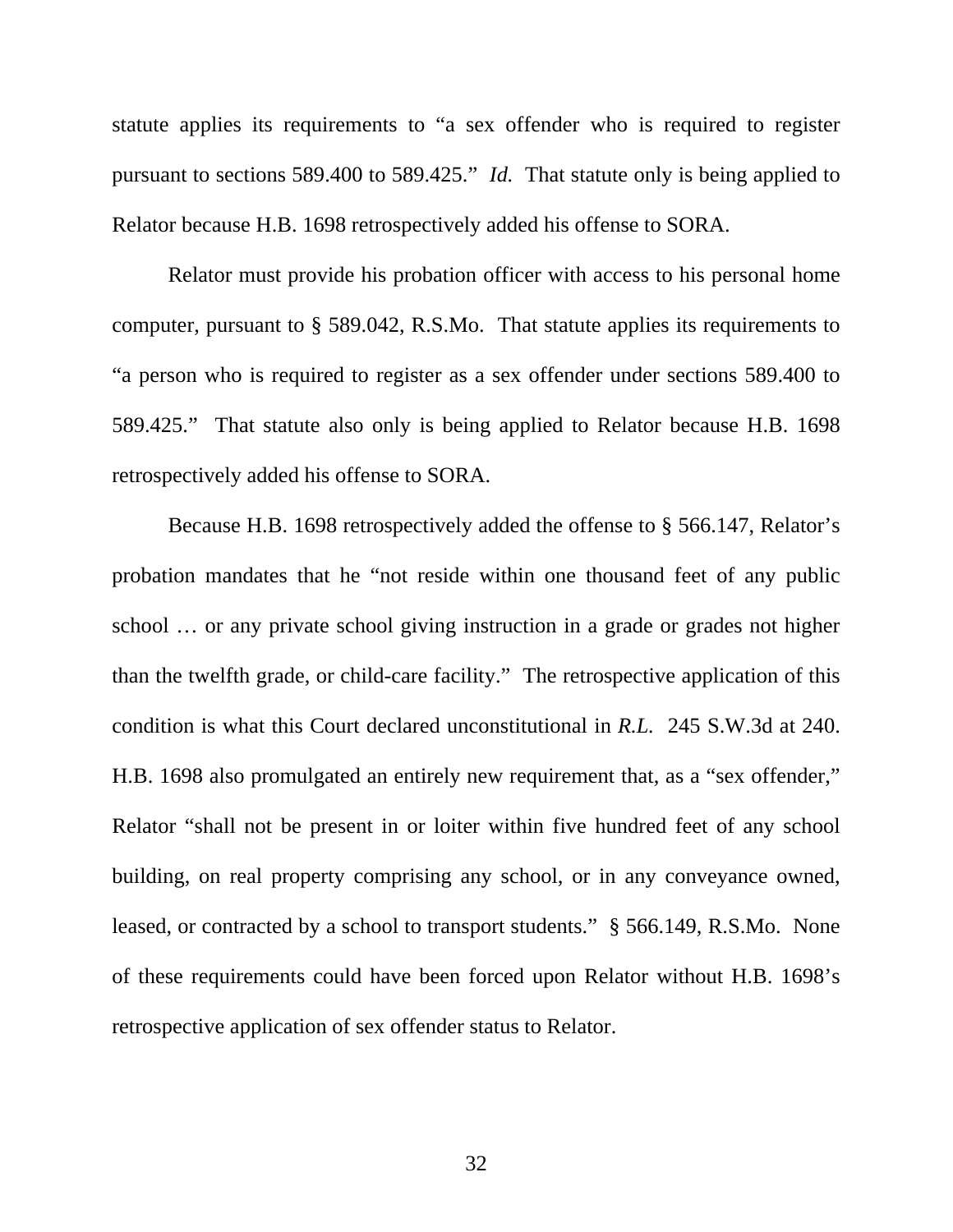statute applies its requirements to "a sex offender who is required to register pursuant to sections 589.400 to 589.425." *Id.* That statute only is being applied to Relator because H.B. 1698 retrospectively added his offense to SORA.

Relator must provide his probation officer with access to his personal home computer, pursuant to § 589.042, R.S.Mo. That statute applies its requirements to "a person who is required to register as a sex offender under sections 589.400 to 589.425." That statute also only is being applied to Relator because H.B. 1698 retrospectively added his offense to SORA.

Because H.B. 1698 retrospectively added the offense to § 566.147, Relator's probation mandates that he "not reside within one thousand feet of any public school … or any private school giving instruction in a grade or grades not higher than the twelfth grade, or child-care facility." The retrospective application of this condition is what this Court declared unconstitutional in *R.L.* 245 S.W.3d at 240. H.B. 1698 also promulgated an entirely new requirement that, as a "sex offender," Relator "shall not be present in or loiter within five hundred feet of any school building, on real property comprising any school, or in any conveyance owned, leased, or contracted by a school to transport students." § 566.149, R.S.Mo. None of these requirements could have been forced upon Relator without H.B. 1698's retrospective application of sex offender status to Relator.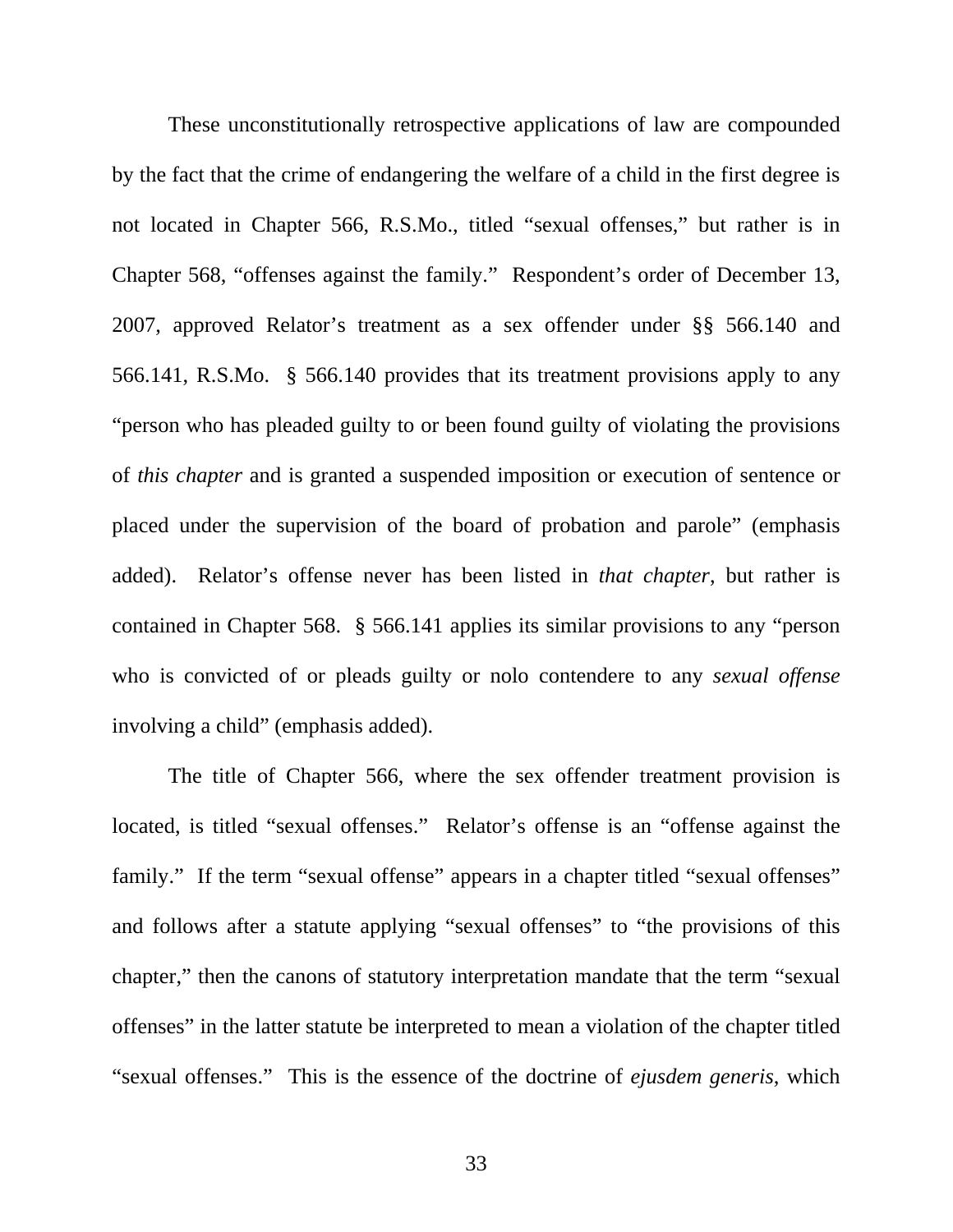These unconstitutionally retrospective applications of law are compounded by the fact that the crime of endangering the welfare of a child in the first degree is not located in Chapter 566, R.S.Mo., titled "sexual offenses," but rather is in Chapter 568, "offenses against the family." Respondent's order of December 13, 2007, approved Relator's treatment as a sex offender under §§ 566.140 and 566.141, R.S.Mo. § 566.140 provides that its treatment provisions apply to any "person who has pleaded guilty to or been found guilty of violating the provisions of *this chapter* and is granted a suspended imposition or execution of sentence or placed under the supervision of the board of probation and parole" (emphasis added). Relator's offense never has been listed in *that chapter*, but rather is contained in Chapter 568. § 566.141 applies its similar provisions to any "person who is convicted of or pleads guilty or nolo contendere to any *sexual offense* involving a child" (emphasis added).

The title of Chapter 566, where the sex offender treatment provision is located, is titled "sexual offenses." Relator's offense is an "offense against the family." If the term "sexual offense" appears in a chapter titled "sexual offenses" and follows after a statute applying "sexual offenses" to "the provisions of this chapter," then the canons of statutory interpretation mandate that the term "sexual offenses" in the latter statute be interpreted to mean a violation of the chapter titled "sexual offenses." This is the essence of the doctrine of *ejusdem generis*, which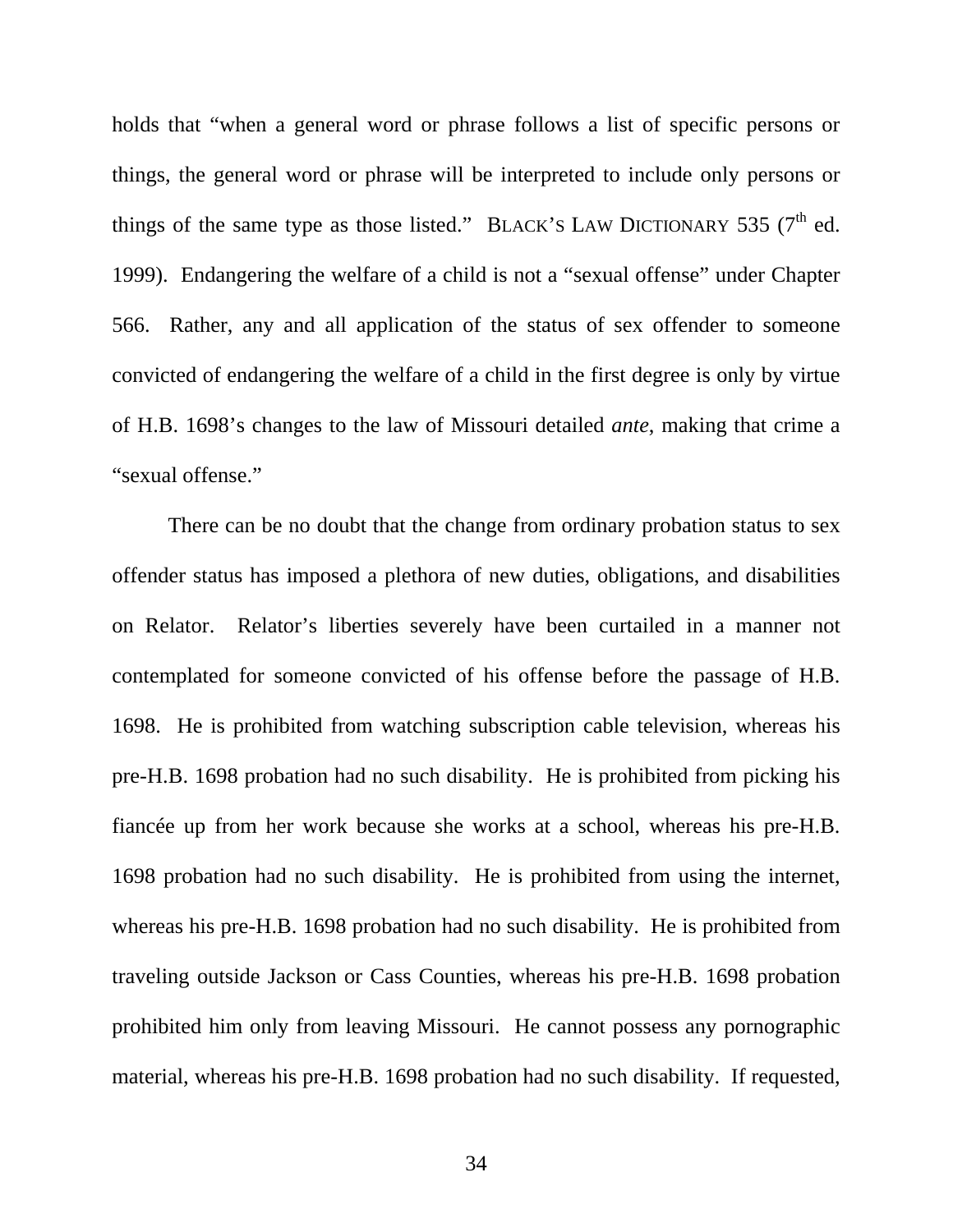holds that "when a general word or phrase follows a list of specific persons or things, the general word or phrase will be interpreted to include only persons or things of the same type as those listed." BLACK'S LAW DICTIONARY 535 (7th ed. 1999). Endangering the welfare of a child is not a "sexual offense" under Chapter 566. Rather, any and all application of the status of sex offender to someone convicted of endangering the welfare of a child in the first degree is only by virtue of H.B. 1698's changes to the law of Missouri detailed *ante*, making that crime a "sexual offense."

There can be no doubt that the change from ordinary probation status to sex offender status has imposed a plethora of new duties, obligations, and disabilities on Relator. Relator's liberties severely have been curtailed in a manner not contemplated for someone convicted of his offense before the passage of H.B. 1698. He is prohibited from watching subscription cable television, whereas his pre-H.B. 1698 probation had no such disability. He is prohibited from picking his fiancée up from her work because she works at a school, whereas his pre-H.B. 1698 probation had no such disability. He is prohibited from using the internet, whereas his pre-H.B. 1698 probation had no such disability. He is prohibited from traveling outside Jackson or Cass Counties, whereas his pre-H.B. 1698 probation prohibited him only from leaving Missouri. He cannot possess any pornographic material, whereas his pre-H.B. 1698 probation had no such disability. If requested,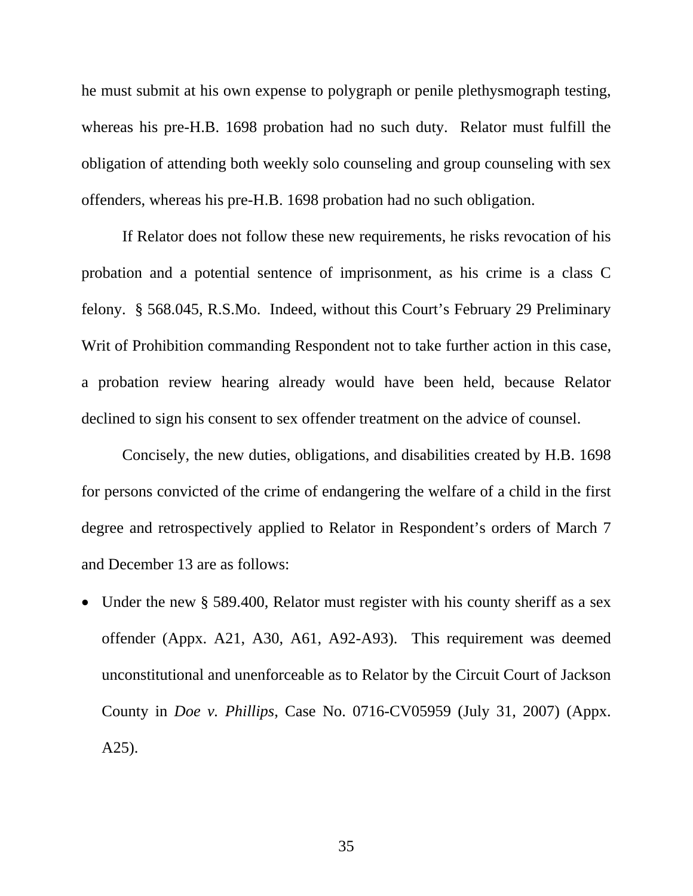he must submit at his own expense to polygraph or penile plethysmograph testing, whereas his pre-H.B. 1698 probation had no such duty. Relator must fulfill the obligation of attending both weekly solo counseling and group counseling with sex offenders, whereas his pre-H.B. 1698 probation had no such obligation.

If Relator does not follow these new requirements, he risks revocation of his probation and a potential sentence of imprisonment, as his crime is a class C felony. § 568.045, R.S.Mo. Indeed, without this Court's February 29 Preliminary Writ of Prohibition commanding Respondent not to take further action in this case, a probation review hearing already would have been held, because Relator declined to sign his consent to sex offender treatment on the advice of counsel.

Concisely, the new duties, obligations, and disabilities created by H.B. 1698 for persons convicted of the crime of endangering the welfare of a child in the first degree and retrospectively applied to Relator in Respondent's orders of March 7 and December 13 are as follows:

- Under the new § 589.400, Relator must register with his county sheriff as a sex offender (Appx. A21, A30, A61, A92-A93). This requirement was deemed unconstitutional and unenforceable as to Relator by the Circuit Court of Jackson County in *Doe v. Phillips*, Case No. 0716-CV05959 (July 31, 2007) (Appx. A25).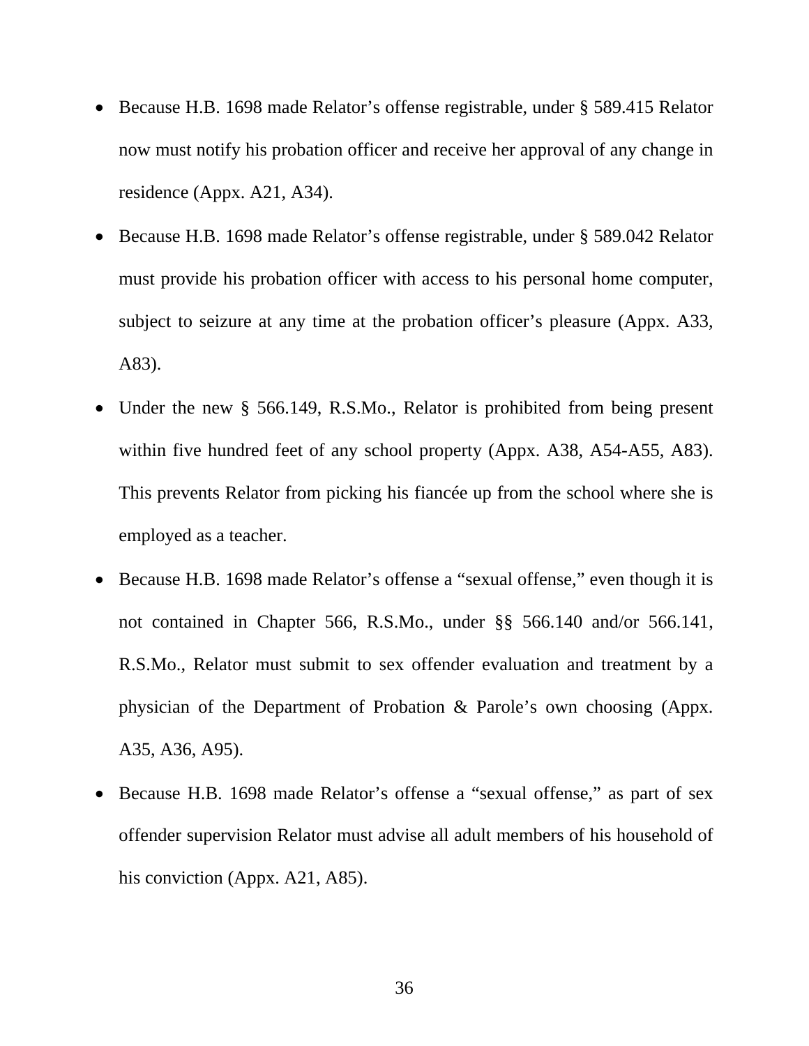- Because H.B. 1698 made Relator's offense registrable, under § 589.415 Relator now must notify his probation officer and receive her approval of any change in residence (Appx. A21, A34).
- Because H.B. 1698 made Relator's offense registrable, under § 589.042 Relator must provide his probation officer with access to his personal home computer, subject to seizure at any time at the probation officer's pleasure (Appx. A33, A83).
- Under the new § 566.149, R.S.Mo., Relator is prohibited from being present within five hundred feet of any school property (Appx. A38, A54-A55, A83). This prevents Relator from picking his fiancée up from the school where she is employed as a teacher.
- Because H.B. 1698 made Relator's offense a "sexual offense," even though it is not contained in Chapter 566, R.S.Mo., under §§ 566.140 and/or 566.141, R.S.Mo., Relator must submit to sex offender evaluation and treatment by a physician of the Department of Probation & Parole's own choosing (Appx. A35, A36, A95).
- Because H.B. 1698 made Relator's offense a "sexual offense," as part of sex offender supervision Relator must advise all adult members of his household of his conviction (Appx. A21, A85).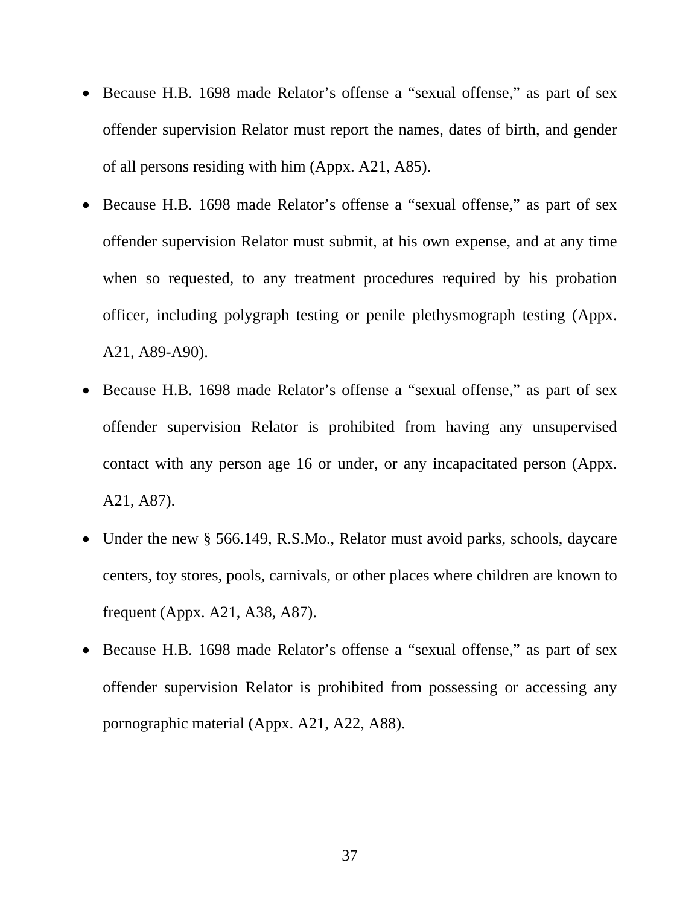- Because H.B. 1698 made Relator's offense a "sexual offense," as part of sex offender supervision Relator must report the names, dates of birth, and gender of all persons residing with him (Appx. A21, A85).
- Because H.B. 1698 made Relator's offense a "sexual offense," as part of sex offender supervision Relator must submit, at his own expense, and at any time when so requested, to any treatment procedures required by his probation officer, including polygraph testing or penile plethysmograph testing (Appx. A21, A89-A90).
- Because H.B. 1698 made Relator's offense a "sexual offense," as part of sex offender supervision Relator is prohibited from having any unsupervised contact with any person age 16 or under, or any incapacitated person (Appx. A21, A87).
- Under the new § 566.149, R.S.Mo., Relator must avoid parks, schools, daycare centers, toy stores, pools, carnivals, or other places where children are known to frequent (Appx. A21, A38, A87).
- Because H.B. 1698 made Relator's offense a "sexual offense," as part of sex offender supervision Relator is prohibited from possessing or accessing any pornographic material (Appx. A21, A22, A88).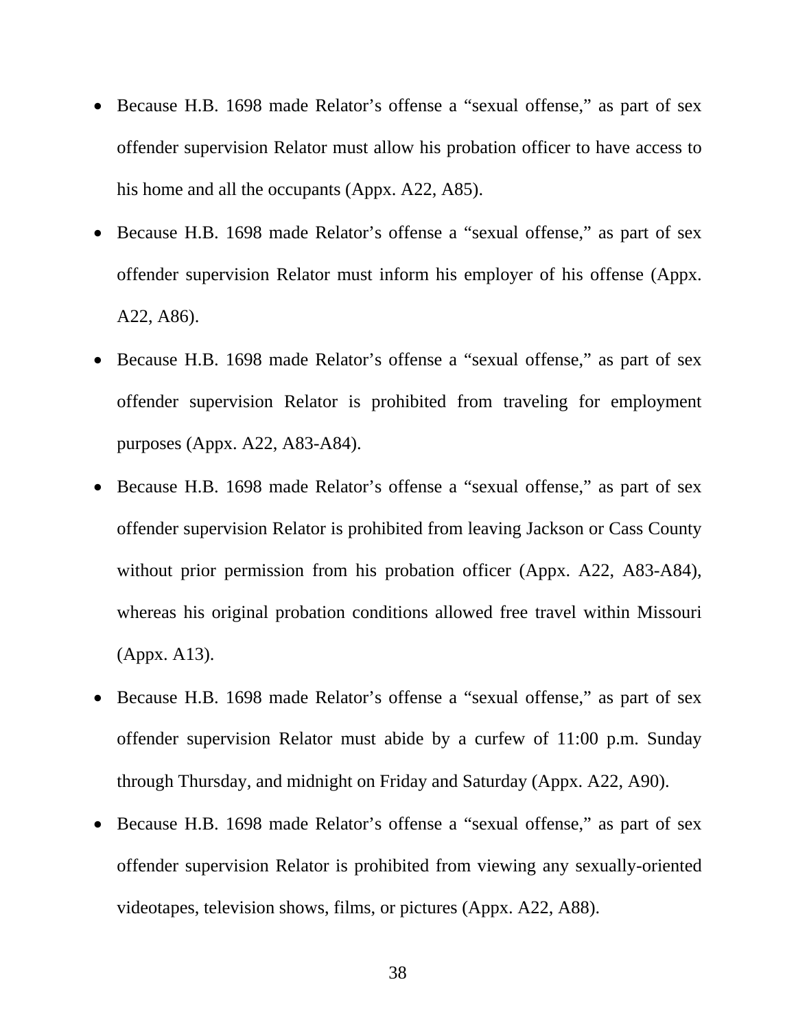- Because H.B. 1698 made Relator's offense a "sexual offense," as part of sex offender supervision Relator must allow his probation officer to have access to his home and all the occupants (Appx. A22, A85).
- Because H.B. 1698 made Relator's offense a "sexual offense," as part of sex offender supervision Relator must inform his employer of his offense (Appx. A22, A86).
- Because H.B. 1698 made Relator's offense a "sexual offense," as part of sex offender supervision Relator is prohibited from traveling for employment purposes (Appx. A22, A83-A84).
- Because H.B. 1698 made Relator's offense a "sexual offense," as part of sex offender supervision Relator is prohibited from leaving Jackson or Cass County without prior permission from his probation officer (Appx. A22, A83-A84), whereas his original probation conditions allowed free travel within Missouri (Appx. A13).
- Because H.B. 1698 made Relator's offense a "sexual offense," as part of sex offender supervision Relator must abide by a curfew of 11:00 p.m. Sunday through Thursday, and midnight on Friday and Saturday (Appx. A22, A90).
- Because H.B. 1698 made Relator's offense a "sexual offense," as part of sex offender supervision Relator is prohibited from viewing any sexually-oriented videotapes, television shows, films, or pictures (Appx. A22, A88).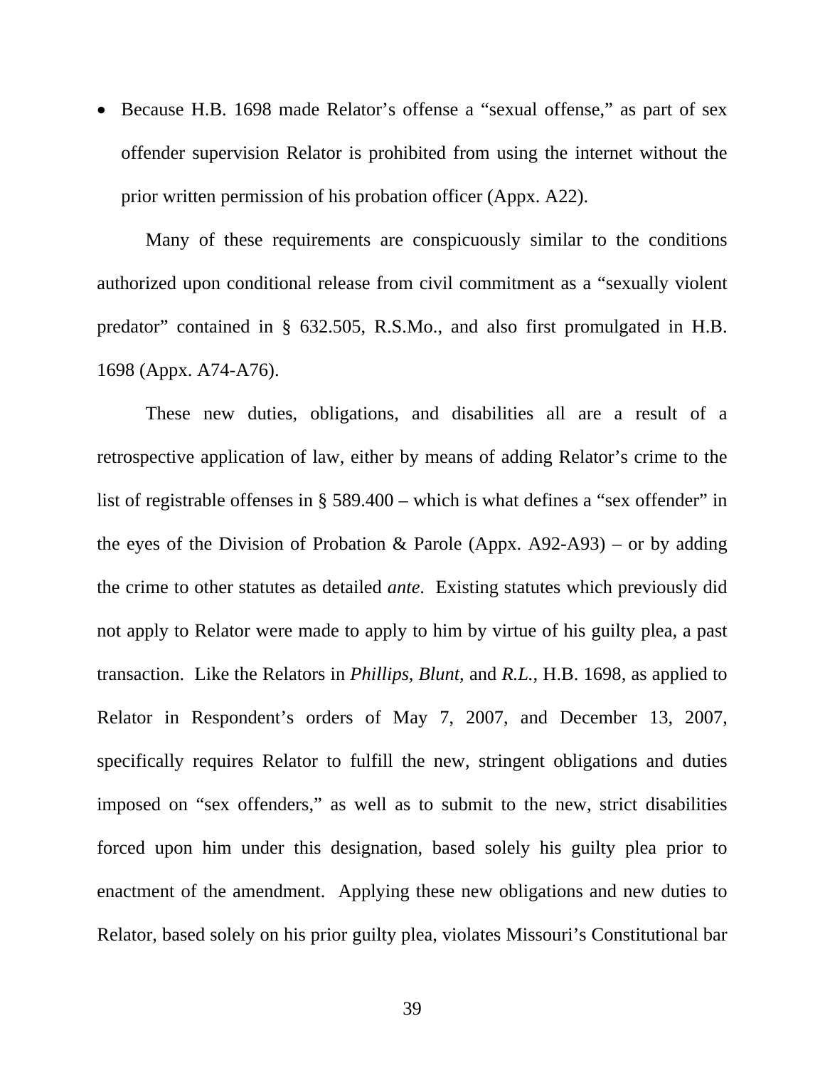- Because H.B. 1698 made Relator's offense a "sexual offense," as part of sex offender supervision Relator is prohibited from using the internet without the prior written permission of his probation officer (Appx. A22).

Many of these requirements are conspicuously similar to the conditions authorized upon conditional release from civil commitment as a "sexually violent predator" contained in § 632.505, R.S.Mo., and also first promulgated in H.B. 1698 (Appx. A74-A76).

These new duties, obligations, and disabilities all are a result of a retrospective application of law, either by means of adding Relator's crime to the list of registrable offenses in § 589.400 – which is what defines a "sex offender" in the eyes of the Division of Probation & Parole (Appx. A92-A93) – or by adding the crime to other statutes as detailed *ante*. Existing statutes which previously did not apply to Relator were made to apply to him by virtue of his guilty plea, a past transaction. Like the Relators in *Phillips*, *Blunt*, and *R.L.*, H.B. 1698, as applied to Relator in Respondent's orders of May 7, 2007, and December 13, 2007, specifically requires Relator to fulfill the new, stringent obligations and duties imposed on "sex offenders," as well as to submit to the new, strict disabilities forced upon him under this designation, based solely his guilty plea prior to enactment of the amendment. Applying these new obligations and new duties to Relator, based solely on his prior guilty plea, violates Missouri's Constitutional bar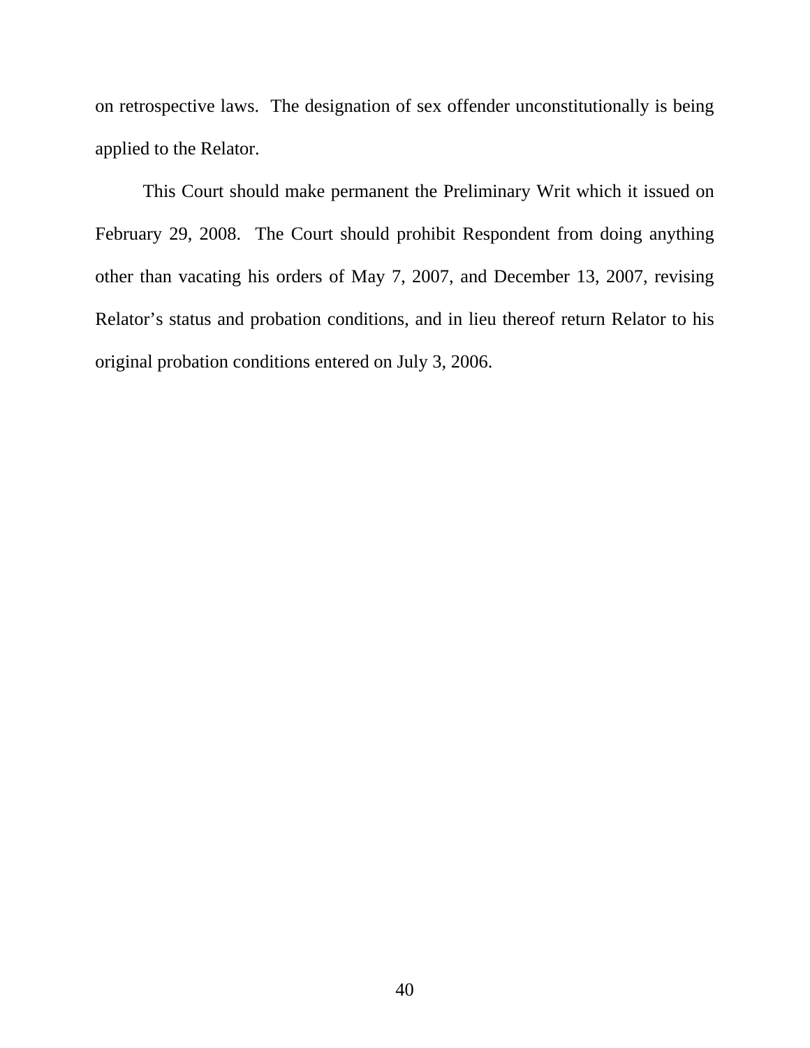on retrospective laws. The designation of sex offender unconstitutionally is being applied to the Relator.

This Court should make permanent the Preliminary Writ which it issued on February 29, 2008. The Court should prohibit Respondent from doing anything other than vacating his orders of May 7, 2007, and December 13, 2007, revising Relator's status and probation conditions, and in lieu thereof return Relator to his original probation conditions entered on July 3, 2006.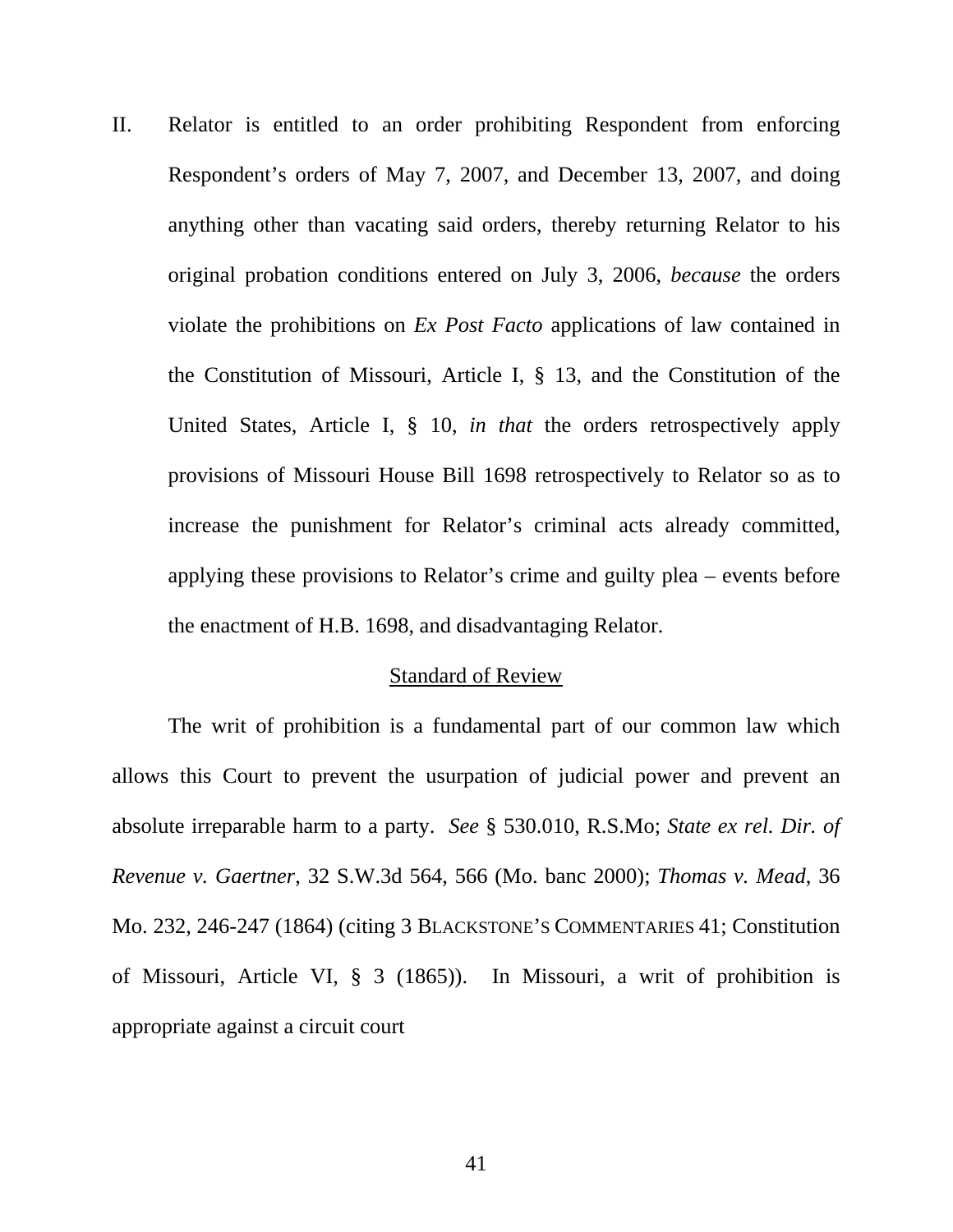II. Relator is entitled to an order prohibiting Respondent from enforcing Respondent's orders of May 7, 2007, and December 13, 2007, and doing anything other than vacating said orders, thereby returning Relator to his original probation conditions entered on July 3, 2006, *because* the orders violate the prohibitions on *Ex Post Facto* applications of law contained in the Constitution of Missouri, Article I, § 13, and the Constitution of the United States, Article I, § 10, *in that* the orders retrospectively apply provisions of Missouri House Bill 1698 retrospectively to Relator so as to increase the punishment for Relator's criminal acts already committed, applying these provisions to Relator's crime and guilty plea – events before the enactment of H.B. 1698, and disadvantaging Relator.

<u>Standard of Review</u>

The writ of prohibition is a fundamental part of our common law which allows this Court to prevent the usurpation of judicial power and prevent an absolute irreparable harm to a party. *See* § 530.010, R.S.Mo; *State ex rel. Dir. of Revenue v. Gaertner*, 32 S.W.3d 564, 566 (Mo. banc 2000); *Thomas v. Mead*, 36 Mo. 232, 246-247 (1864) (citing 3 BLACKSTONE'S COMMENTARIES 41; Constitution of Missouri, Article VI, § 3 (1865)). In Missouri, a writ of prohibition is appropriate against a circuit court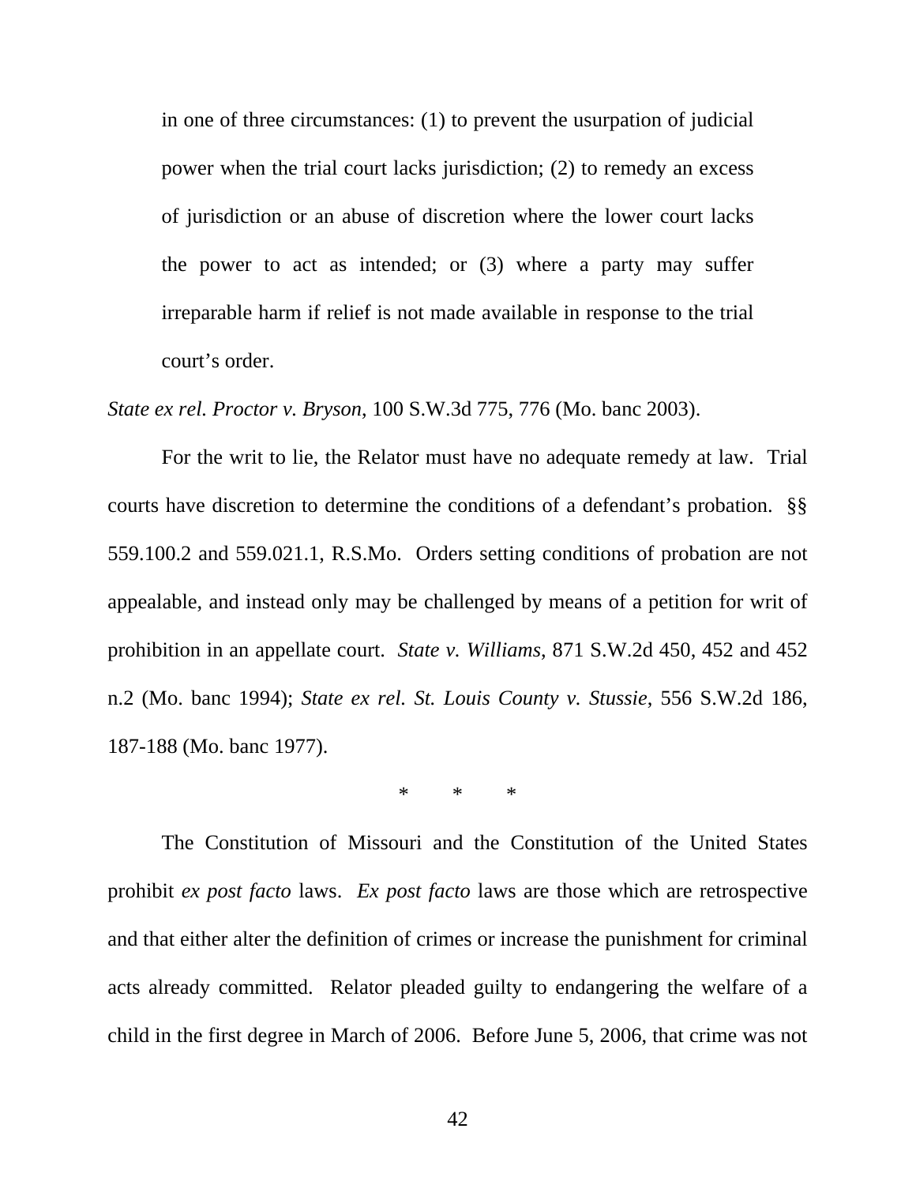> in one of three circumstances: (1) to prevent the usurpation of judicial power when the trial court lacks jurisdiction; (2) to remedy an excess of jurisdiction or an abuse of discretion where the lower court lacks the power to act as intended; or (3) where a party may suffer irreparable harm if relief is not made available in response to the trial court's order.

*State ex rel. Proctor v. Bryson*, 100 S.W.3d 775, 776 (Mo. banc 2003).

For the writ to lie, the Relator must have no adequate remedy at law. Trial courts have discretion to determine the conditions of a defendant's probation. §§ 559.100.2 and 559.021.1, R.S.Mo. Orders setting conditions of probation are not appealable, and instead only may be challenged by means of a petition for writ of prohibition in an appellate court. *State v. Williams*, 871 S.W.2d 450, 452 and 452 n.2 (Mo. banc 1994); *State ex rel. St. Louis County v. Stussie*, 556 S.W.2d 186, 187-188 (Mo. banc 1977).

\* \* \*

The Constitution of Missouri and the Constitution of the United States prohibit *ex post facto* laws. *Ex post facto* laws are those which are retrospective and that either alter the definition of crimes or increase the punishment for criminal acts already committed. Relator pleaded guilty to endangering the welfare of a child in the first degree in March of 2006. Before June 5, 2006, that crime was not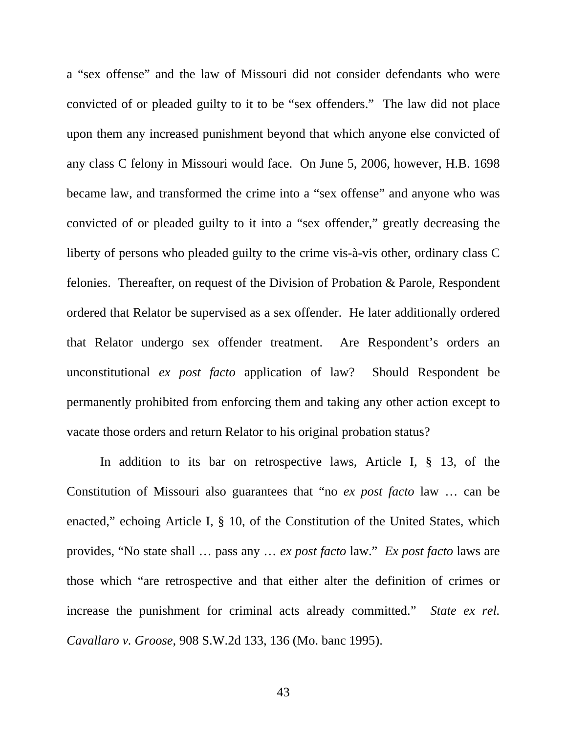a "sex offense" and the law of Missouri did not consider defendants who were convicted of or pleaded guilty to it to be "sex offenders." The law did not place upon them any increased punishment beyond that which anyone else convicted of any class C felony in Missouri would face. On June 5, 2006, however, H.B. 1698 became law, and transformed the crime into a "sex offense" and anyone who was convicted of or pleaded guilty to it into a "sex offender," greatly decreasing the liberty of persons who pleaded guilty to the crime vis-à-vis other, ordinary class C felonies. Thereafter, on request of the Division of Probation & Parole, Respondent ordered that Relator be supervised as a sex offender. He later additionally ordered that Relator undergo sex offender treatment. Are Respondent's orders an unconstitutional *ex post facto* application of law? Should Respondent be permanently prohibited from enforcing them and taking any other action except to vacate those orders and return Relator to his original probation status?

In addition to its bar on retrospective laws, Article I, § 13, of the Constitution of Missouri also guarantees that "no *ex post facto* law … can be enacted," echoing Article I, § 10, of the Constitution of the United States, which provides, "No state shall … pass any … *ex post facto* law." *Ex post facto* laws are those which "are retrospective and that either alter the definition of crimes or increase the punishment for criminal acts already committed." *State ex rel. Cavallaro v. Groose*, 908 S.W.2d 133, 136 (Mo. banc 1995).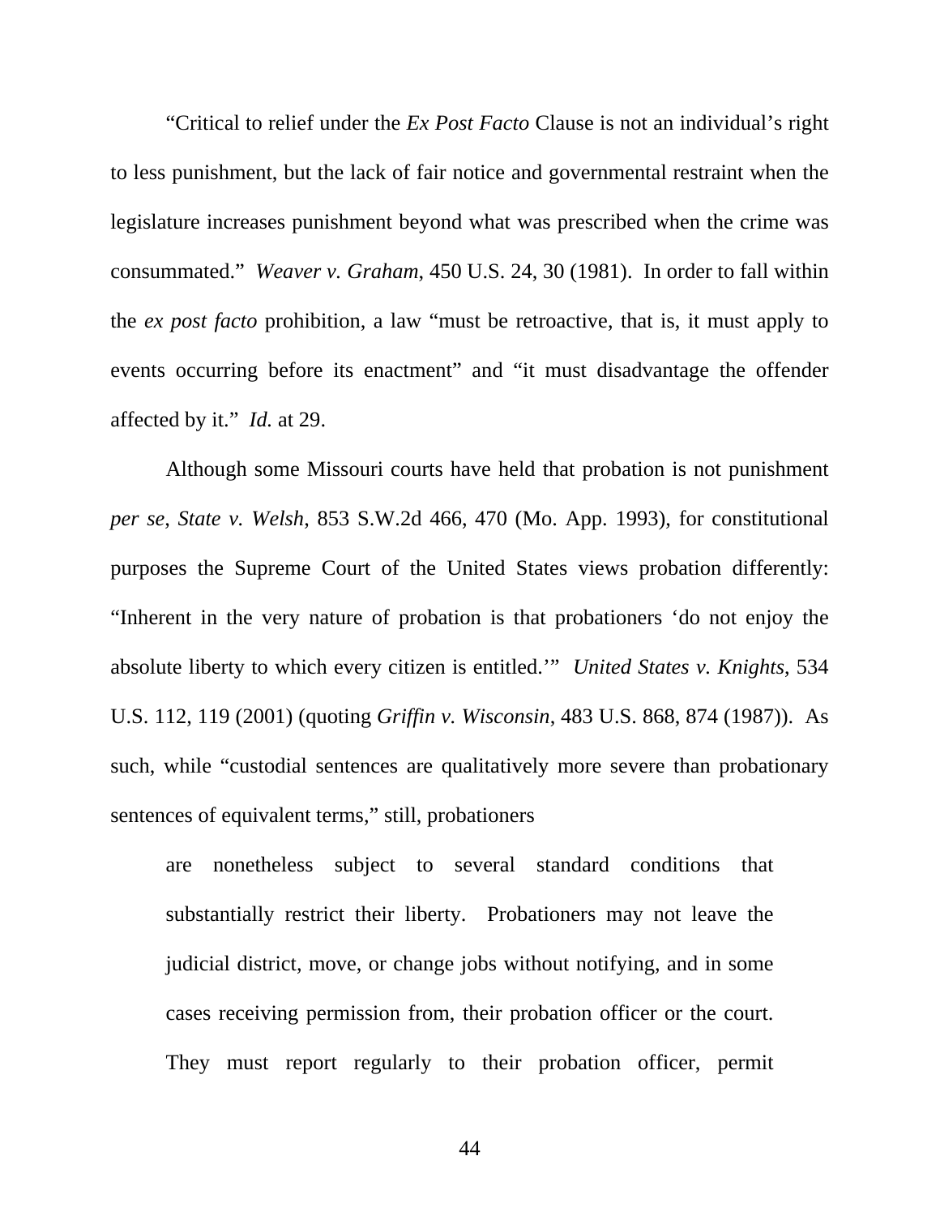"Critical to relief under the *Ex Post Facto* Clause is not an individual's right to less punishment, but the lack of fair notice and governmental restraint when the legislature increases punishment beyond what was prescribed when the crime was consummated." *Weaver v. Graham*, 450 U.S. 24, 30 (1981). In order to fall within the *ex post facto* prohibition, a law "must be retroactive, that is, it must apply to events occurring before its enactment" and "it must disadvantage the offender affected by it." *Id.* at 29.

Although some Missouri courts have held that probation is not punishment *per se, State v. Welsh*, 853 S.W.2d 466, 470 (Mo. App. 1993), for constitutional purposes the Supreme Court of the United States views probation differently: "Inherent in the very nature of probation is that probationers 'do not enjoy the absolute liberty to which every citizen is entitled.'" *United States v. Knights*, 534 U.S. 112, 119 (2001) (quoting *Griffin v. Wisconsin*, 483 U.S. 868, 874 (1987)). As such, while "custodial sentences are qualitatively more severe than probationary sentences of equivalent terms," still, probationers

> are nonetheless subject to several standard conditions that substantially restrict their liberty. Probationers may not leave the judicial district, move, or change jobs without notifying, and in some cases receiving permission from, their probation officer or the court. They must report regularly to their probation officer, permit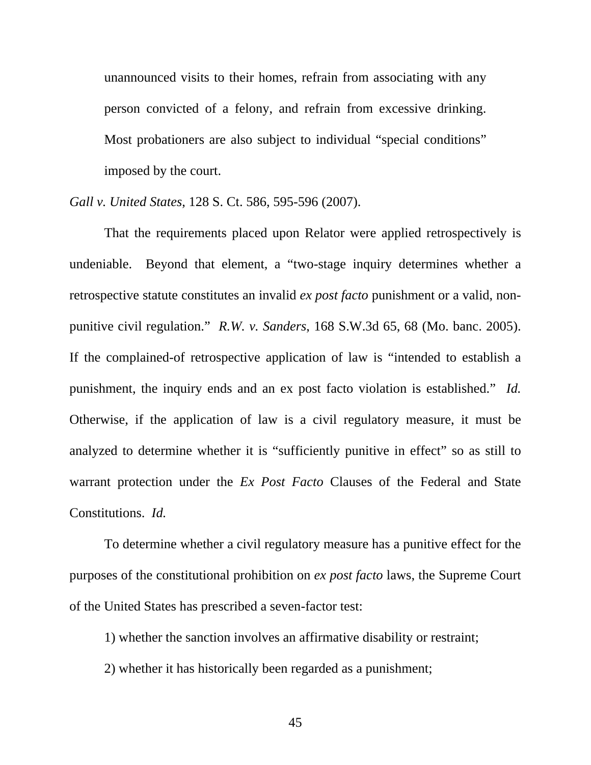> unannounced visits to their homes, refrain from associating with any person convicted of a felony, and refrain from excessive drinking. Most probationers are also subject to individual "special conditions" imposed by the court.

*Gall v. United States*, 128 S. Ct. 586, 595-596 (2007).

That the requirements placed upon Relator were applied retrospectively is undeniable. Beyond that element, a "two-stage inquiry determines whether a retrospective statute constitutes an invalid *ex post facto* punishment or a valid, non-punitive civil regulation." *R.W. v. Sanders*, 168 S.W.3d 65, 68 (Mo. banc. 2005). If the complained-of retrospective application of law is "intended to establish a punishment, the inquiry ends and an ex post facto violation is established." *Id.* Otherwise, if the application of law is a civil regulatory measure, it must be analyzed to determine whether it is "sufficiently punitive in effect" so as still to warrant protection under the *Ex Post Facto* Clauses of the Federal and State Constitutions. *Id.*

To determine whether a civil regulatory measure has a punitive effect for the purposes of the constitutional prohibition on *ex post facto* laws, the Supreme Court of the United States has prescribed a seven-factor test:

1) whether the sanction involves an affirmative disability or restraint;

2) whether it has historically been regarded as a punishment;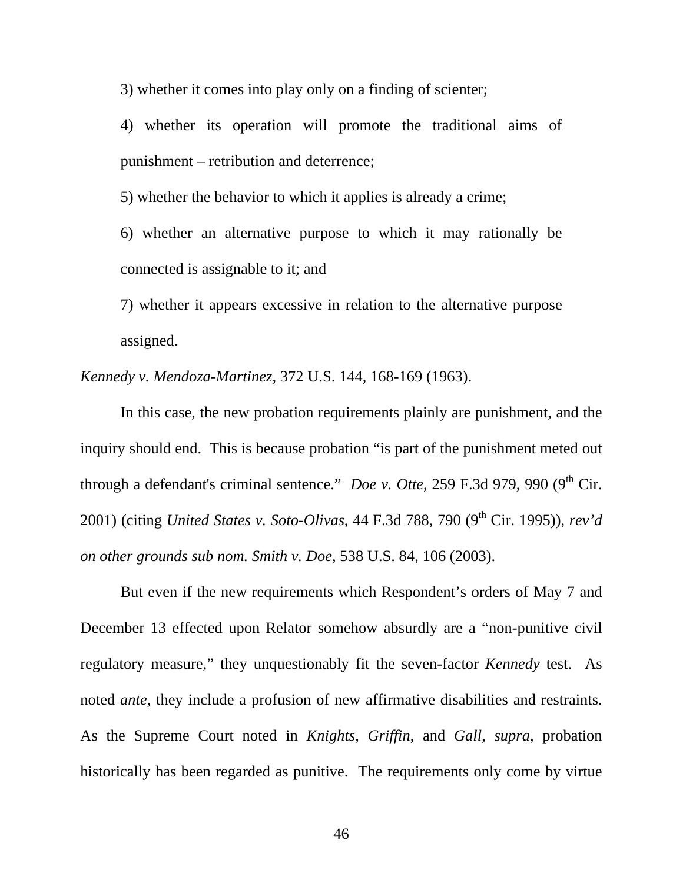3) whether it comes into play only on a finding of scienter;

4) whether its operation will promote the traditional aims of punishment – retribution and deterrence;

5) whether the behavior to which it applies is already a crime;

6) whether an alternative purpose to which it may rationally be connected is assignable to it; and

7) whether it appears excessive in relation to the alternative purpose assigned.

*Kennedy v. Mendoza-Martinez*, 372 U.S. 144, 168-169 (1963).

In this case, the new probation requirements plainly are punishment, and the inquiry should end. This is because probation "is part of the punishment meted out through a defendant's criminal sentence." *Doe v. Otte*, 259 F.3d 979, 990 (9th Cir. 2001) (citing *United States v. Soto-Olivas*, 44 F.3d 788, 790 (9th Cir. 1995)), *rev'd on other grounds sub nom. Smith v. Doe*, 538 U.S. 84, 106 (2003).

But even if the new requirements which Respondent's orders of May 7 and December 13 effected upon Relator somehow absurdly are a "non-punitive civil regulatory measure," they unquestionably fit the seven-factor *Kennedy* test. As noted *ante*, they include a profusion of new affirmative disabilities and restraints. As the Supreme Court noted in *Knights*, *Griffin*, and *Gall*, *supra*, probation historically has been regarded as punitive. The requirements only come by virtue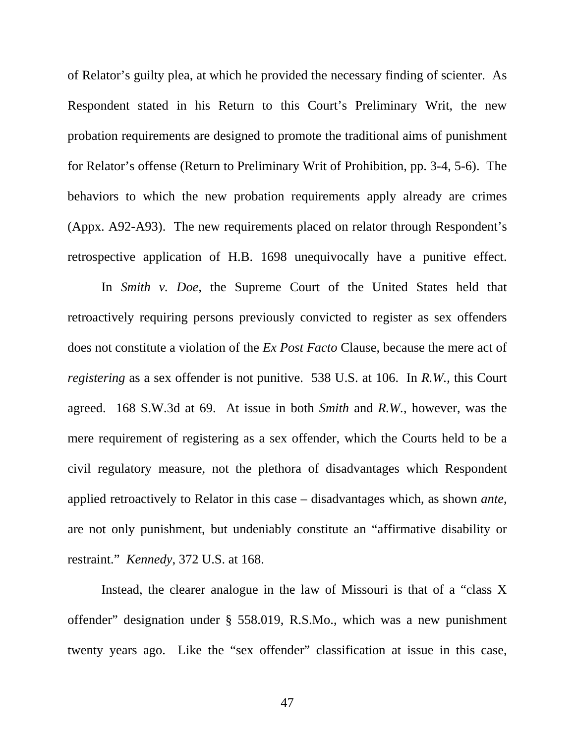of Relator's guilty plea, at which he provided the necessary finding of scienter. As Respondent stated in his Return to this Court's Preliminary Writ, the new probation requirements are designed to promote the traditional aims of punishment for Relator's offense (Return to Preliminary Writ of Prohibition, pp. 3-4, 5-6). The behaviors to which the new probation requirements apply already are crimes (Appx. A92-A93). The new requirements placed on relator through Respondent's retrospective application of H.B. 1698 unequivocally have a punitive effect.

In *Smith v. Doe*, the Supreme Court of the United States held that retroactively requiring persons previously convicted to register as sex offenders does not constitute a violation of the *Ex Post Facto* Clause, because the mere act of *registering* as a sex offender is not punitive. 538 U.S. at 106. In *R.W.*, this Court agreed. 168 S.W.3d at 69. At issue in both *Smith* and *R.W.*, however, was the mere requirement of registering as a sex offender, which the Courts held to be a civil regulatory measure, not the plethora of disadvantages which Respondent applied retroactively to Relator in this case – disadvantages which, as shown *ante*, are not only punishment, but undeniably constitute an "affirmative disability or restraint." *Kennedy*, 372 U.S. at 168.

Instead, the clearer analogue in the law of Missouri is that of a "class X offender" designation under § 558.019, R.S.Mo., which was a new punishment twenty years ago. Like the "sex offender" classification at issue in this case,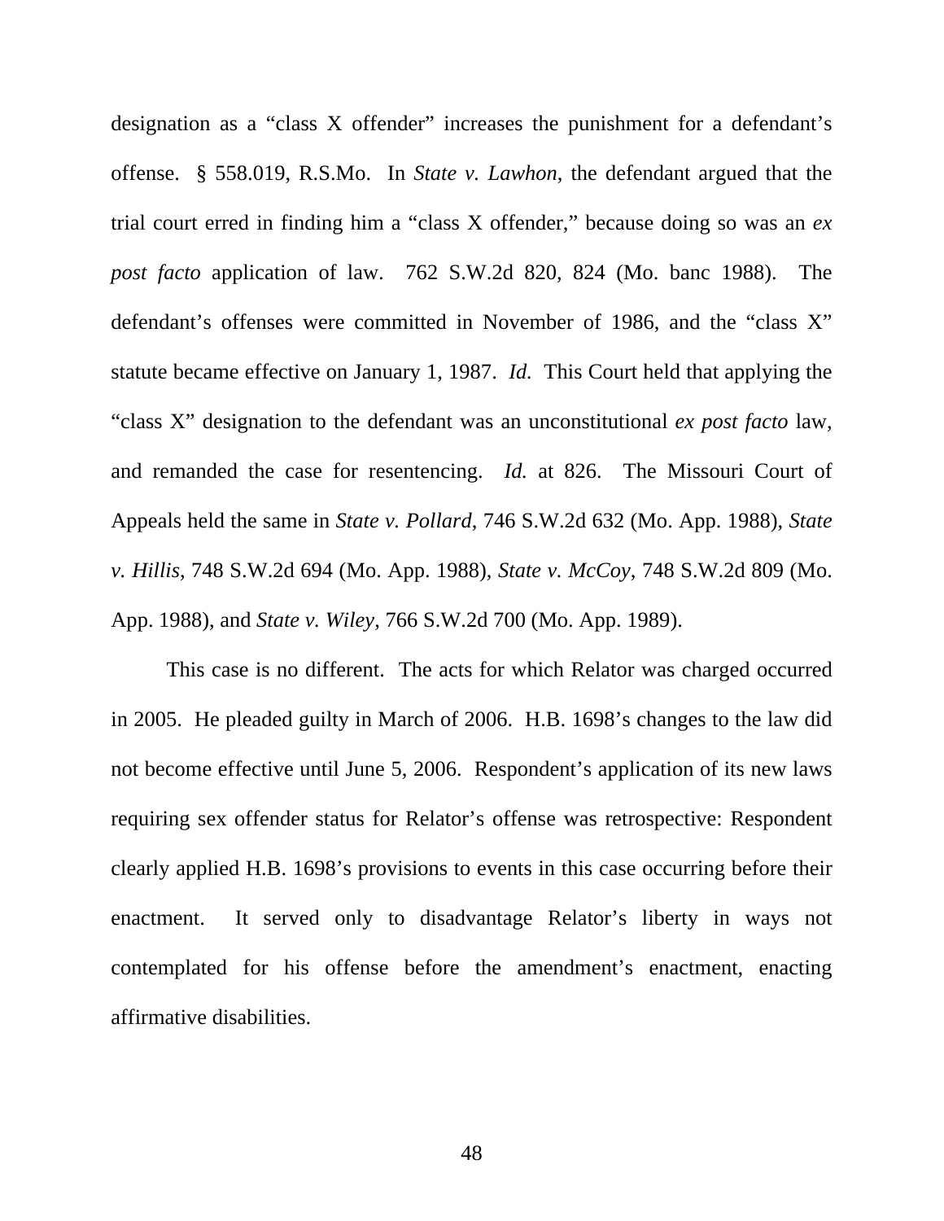designation as a "class X offender" increases the punishment for a defendant's offense. § 558.019, R.S.Mo. In *State v. Lawhon*, the defendant argued that the trial court erred in finding him a "class X offender," because doing so was an *ex post facto* application of law. 762 S.W.2d 820, 824 (Mo. banc 1988). The defendant's offenses were committed in November of 1986, and the "class X" statute became effective on January 1, 1987. *Id.* This Court held that applying the "class X" designation to the defendant was an unconstitutional *ex post facto* law, and remanded the case for resentencing. *Id.* at 826. The Missouri Court of Appeals held the same in *State v. Pollard*, 746 S.W.2d 632 (Mo. App. 1988), *State v. Hillis*, 748 S.W.2d 694 (Mo. App. 1988), *State v. McCoy*, 748 S.W.2d 809 (Mo. App. 1988), and *State v. Wiley*, 766 S.W.2d 700 (Mo. App. 1989).

This case is no different. The acts for which Relator was charged occurred in 2005. He pleaded guilty in March of 2006. H.B. 1698's changes to the law did not become effective until June 5, 2006. Respondent's application of its new laws requiring sex offender status for Relator's offense was retrospective: Respondent clearly applied H.B. 1698's provisions to events in this case occurring before their enactment. It served only to disadvantage Relator's liberty in ways not contemplated for his offense before the amendment's enactment, enacting affirmative disabilities.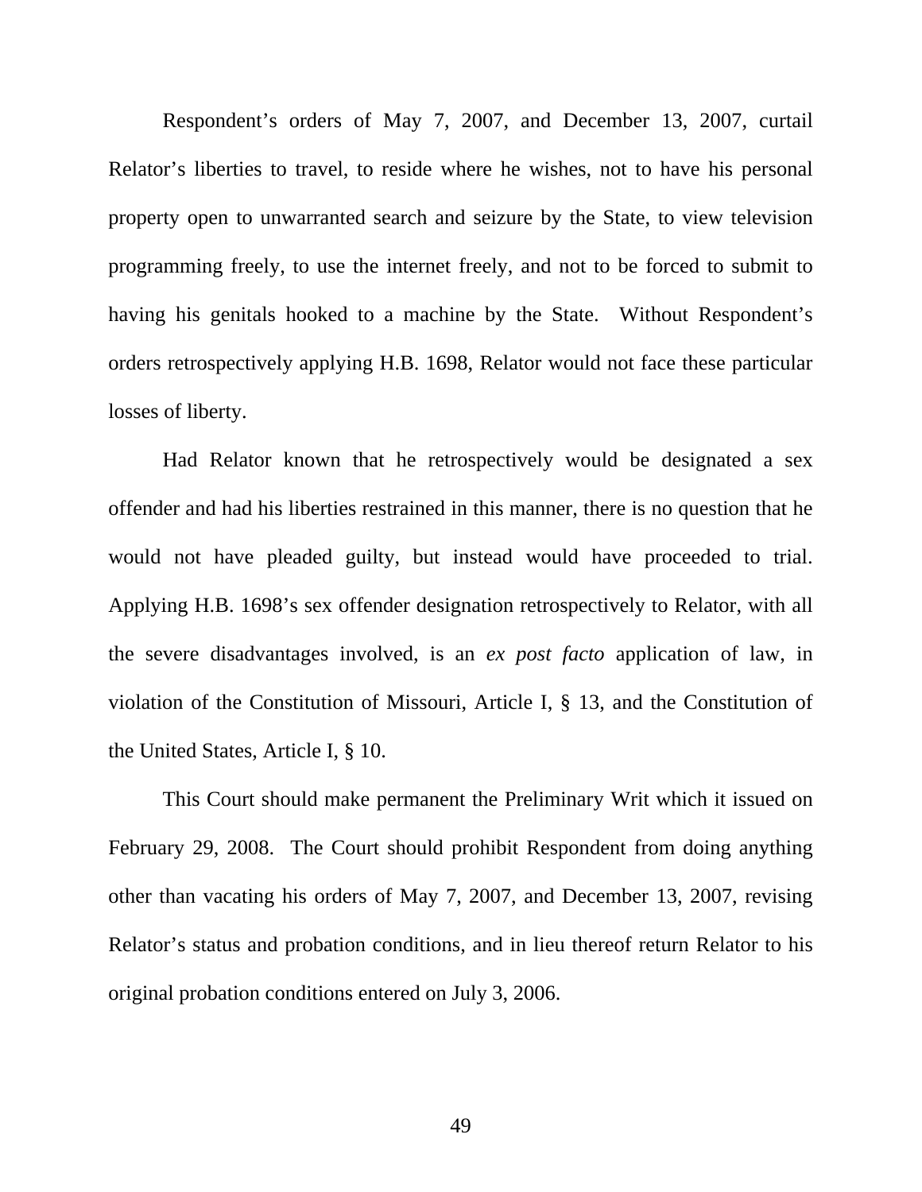Respondent's orders of May 7, 2007, and December 13, 2007, curtail Relator's liberties to travel, to reside where he wishes, not to have his personal property open to unwarranted search and seizure by the State, to view television programming freely, to use the internet freely, and not to be forced to submit to having his genitals hooked to a machine by the State. Without Respondent's orders retrospectively applying H.B. 1698, Relator would not face these particular losses of liberty.

Had Relator known that he retrospectively would be designated a sex offender and had his liberties restrained in this manner, there is no question that he would not have pleaded guilty, but instead would have proceeded to trial. Applying H.B. 1698's sex offender designation retrospectively to Relator, with all the severe disadvantages involved, is an *ex post facto* application of law, in violation of the Constitution of Missouri, Article I, § 13, and the Constitution of the United States, Article I, § 10.

This Court should make permanent the Preliminary Writ which it issued on February 29, 2008. The Court should prohibit Respondent from doing anything other than vacating his orders of May 7, 2007, and December 13, 2007, revising Relator's status and probation conditions, and in lieu thereof return Relator to his original probation conditions entered on July 3, 2006.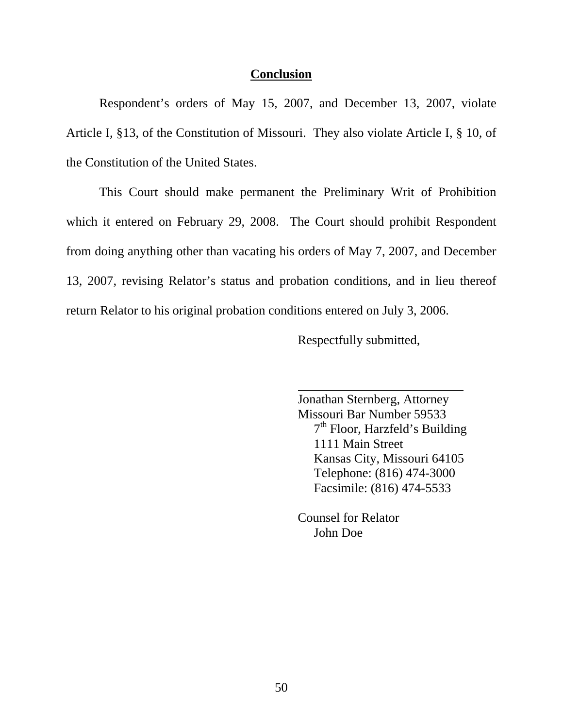## Conclusion

Respondent's orders of May 15, 2007, and December 13, 2007, violate Article I, §13, of the Constitution of Missouri. They also violate Article I, § 10, of the Constitution of the United States.

This Court should make permanent the Preliminary Writ of Prohibition which it entered on February 29, 2008. The Court should prohibit Respondent from doing anything other than vacating his orders of May 7, 2007, and December 13, 2007, revising Relator's status and probation conditions, and in lieu thereof return Relator to his original probation conditions entered on July 3, 2006.

Respectfully submitted,

\_\_\_\_\_\_\_\_\_\_\_\_\_\_\_\_\_\_\_\_\_\_\_\_\_\_\_\_

Jonathan Sternberg, Attorney
Missouri Bar Number 59533
7th Floor, Harzfeld's Building
1111 Main Street
Kansas City, Missouri 64105
Telephone: (816) 474-3000
Facsimile: (816) 474-5533

Counsel for Relator
John Doe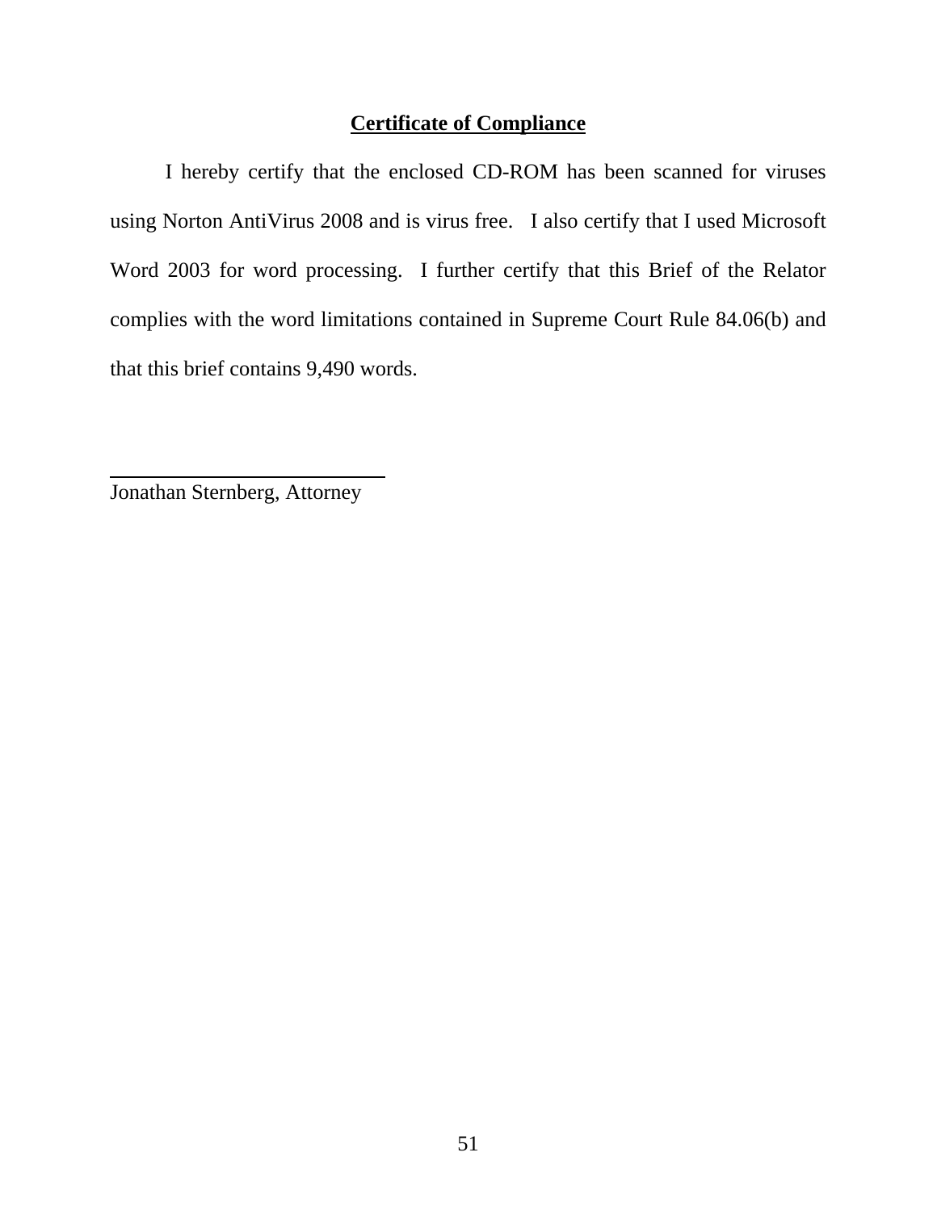## Certificate of Compliance

I hereby certify that the enclosed CD-ROM has been scanned for viruses using Norton AntiVirus 2008 and is virus free. I also certify that I used Microsoft Word 2003 for word processing. I further certify that this Brief of the Relator complies with the word limitations contained in Supreme Court Rule 84.06(b) and that this brief contains 9,490 words.

\_\_\_\_\_\_\_\_\_\_\_\_\_\_\_\_\_\_\_\_\_\_\_\_\_\_\_\_

Jonathan Sternberg, Attorney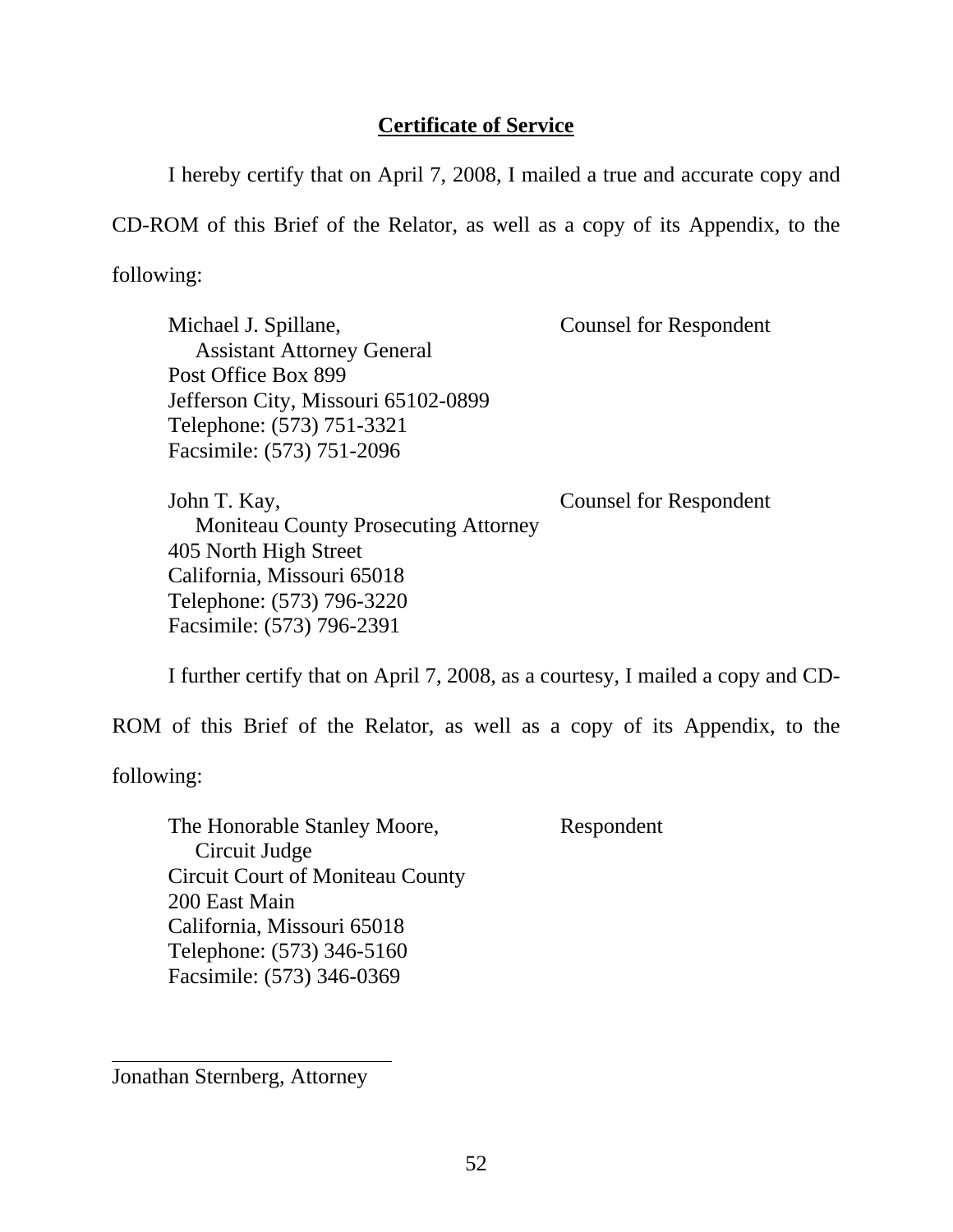## Certificate of Service

I hereby certify that on April 7, 2008, I mailed a true and accurate copy and CD-ROM of this Brief of the Relator, as well as a copy of its Appendix, to the following:

| | |
|---|---|
| Michael J. Spillane,<br>Assistant Attorney General<br>Post Office Box 899<br>Jefferson City, Missouri 65102-0899<br>Telephone: (573) 751-3321<br>Facsimile: (573) 751-2096 | Counsel for Respondent |
| John T. Kay,<br>Moniteau County Prosecuting Attorney<br>405 North High Street<br>California, Missouri 65018<br>Telephone: (573) 796-3220<br>Facsimile: (573) 796-2391 | Counsel for Respondent |

I further certify that on April 7, 2008, as a courtesy, I mailed a copy and CD-ROM of this Brief of the Relator, as well as a copy of its Appendix, to the following:

| | |
|---|---|
| The Honorable Stanley Moore,<br>Circuit Judge<br>Circuit Court of Moniteau County<br>200 East Main<br>California, Missouri 65018<br>Telephone: (573) 346-5160<br>Facsimile: (573) 346-0369 | Respondent |

\_\_\_\_\_\_\_\_\_\_\_\_\_\_\_\_\_\_\_\_\_\_\_\_\_\_\_\_

Jonathan Sternberg, Attorney